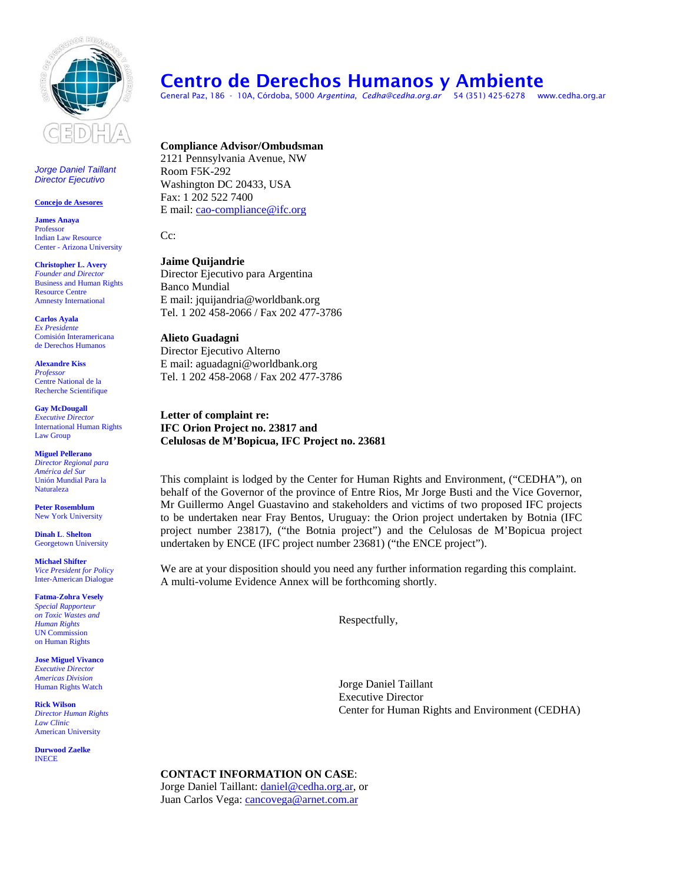# Centro de Derechos Humanos y Ambiente

General Paz, 186 - 10A, Córdoba, 5000 *Argentina*, *Cedha@cedha.org.ar* 54 (351) 425-6278 www.cedha.org.ar

CEDHA

*Jorge Daniel Taillant*
*Director Ejecutivo*

**Concejo de Asesores**

**James Anaya**
Professor
Indian Law Resource Center - Arizona University

**Christopher L. Avery**
*Founder and Director*
Business and Human Rights Resource Centre
Amnesty International

**Carlos Ayala**
*Ex Presidente*
Comisión Interamericana de Derechos Humanos

**Alexandre Kiss**
*Professor*
Centre National de la Recherche Scientifique

**Gay McDougall**
*Executive Director*
International Human Rights Law Group

**Miguel Pellerano**
*Director Regional para América del Sur*
Unión Mundial Para la Naturaleza

**Peter Rosemblum**
New York University

**Dinah L. Shelton**
Georgetown University

**Michael Shifter**
*Vice President for Policy*
Inter-American Dialogue

**Fatma-Zohra Vesely**
*Special Rapporteur on Toxic Wastes and Human Rights*
UN Commission on Human Rights

**Jose Miguel Vivanco**
*Executive Director*
*Americas Division*
Human Rights Watch

**Rick Wilson**
*Director Human Rights Law Clinic*
American University

**Durwood Zaelke**
INECE

---

**Compliance Advisor/Ombudsman**
2121 Pennsylvania Avenue, NW
Room F5K-292
Washington DC 20433, USA
Fax: 1 202 522 7400
E mail: cao-compliance@ifc.org

Cc:

**Jaime Quijandrie**
Director Ejecutivo para Argentina
Banco Mundial
E mail: jquijandria@worldbank.org
Tel. 1 202 458-2066 / Fax 202 477-3786

**Alieto Guadagni**
Director Ejecutivo Alterno
E mail: aguadagni@worldbank.org
Tel. 1 202 458-2068 / Fax 202 477-3786

**Letter of complaint re:**
**IFC Orion Project no. 23817 and**
**Celulosas de M'Bopicua, IFC Project no. 23681**

This complaint is lodged by the Center for Human Rights and Environment, ("CEDHA"), on behalf of the Governor of the province of Entre Rios, Mr Jorge Busti and the Vice Governor, Mr Guillermo Angel Guastavino and stakeholders and victims of two proposed IFC projects to be undertaken near Fray Bentos, Uruguay: the Orion project undertaken by Botnia (IFC project number 23817), ("the Botnia project") and the Celulosas de M'Bopicua project undertaken by ENCE (IFC project number 23681) ("the ENCE project").

We are at your disposition should you need any further information regarding this complaint. A multi-volume Evidence Annex will be forthcoming shortly.

Respectfully,

Jorge Daniel Taillant
Executive Director
Center for Human Rights and Environment (CEDHA)

**CONTACT INFORMATION ON CASE**:
Jorge Daniel Taillant: daniel@cedha.org.ar, or
Juan Carlos Vega: cancovega@arnet.com.ar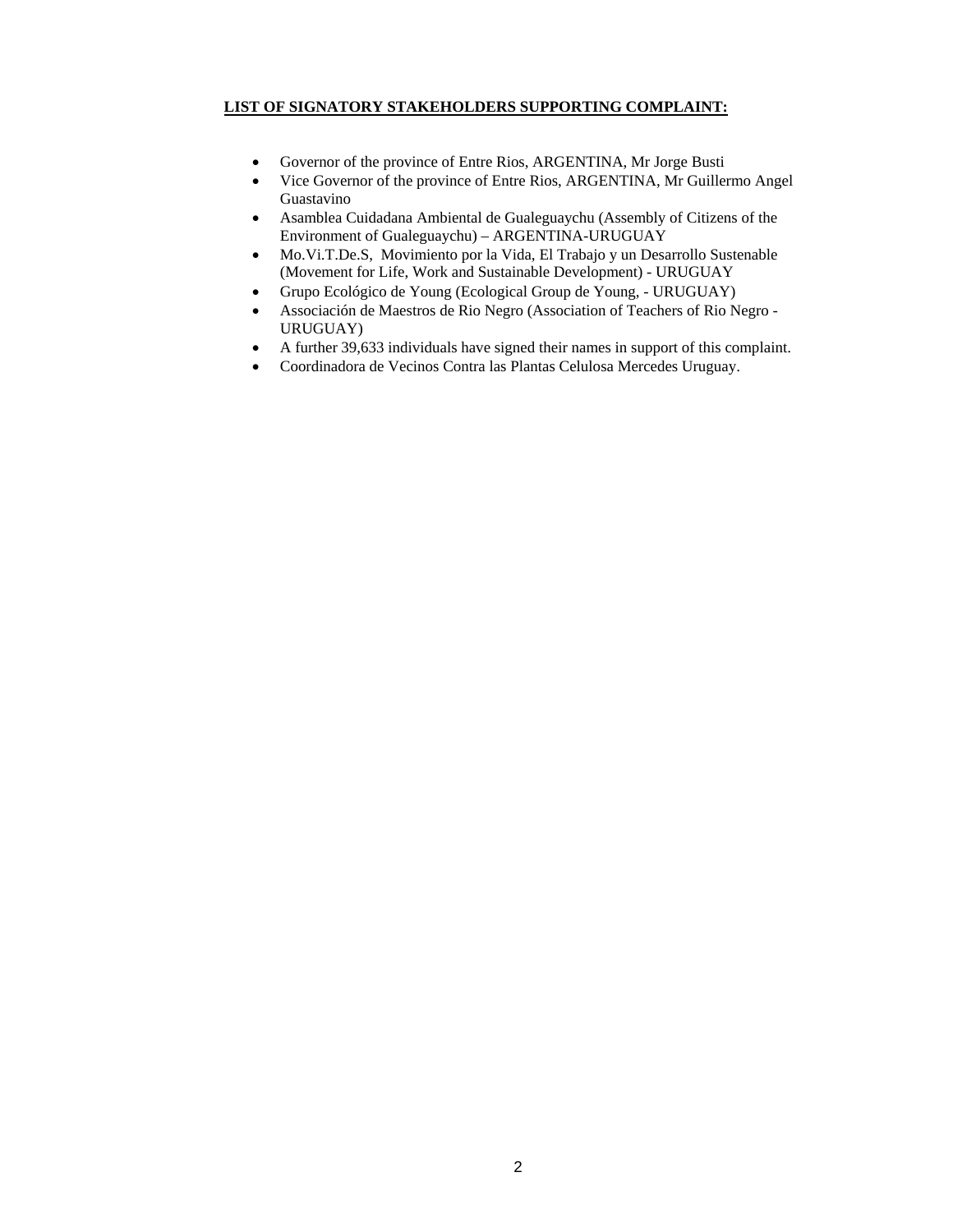**LIST OF SIGNATORY STAKEHOLDERS SUPPORTING COMPLAINT:**

- Governor of the province of Entre Rios, ARGENTINA, Mr Jorge Busti
- Vice Governor of the province of Entre Rios, ARGENTINA, Mr Guillermo Angel Guastavino
- Asamblea Cuidadana Ambiental de Gualeguaychu (Assembly of Citizens of the Environment of Gualeguaychu) – ARGENTINA-URUGUAY
- Mo.Vi.T.De.S, Movimiento por la Vida, El Trabajo y un Desarrollo Sustenable (Movement for Life, Work and Sustainable Development) - URUGUAY
- Grupo Ecológico de Young (Ecological Group de Young, - URUGUAY)
- Associación de Maestros de Rio Negro (Association of Teachers of Rio Negro - URUGUAY)
- A further 39,633 individuals have signed their names in support of this complaint.
- Coordinadora de Vecinos Contra las Plantas Celulosa Mercedes Uruguay.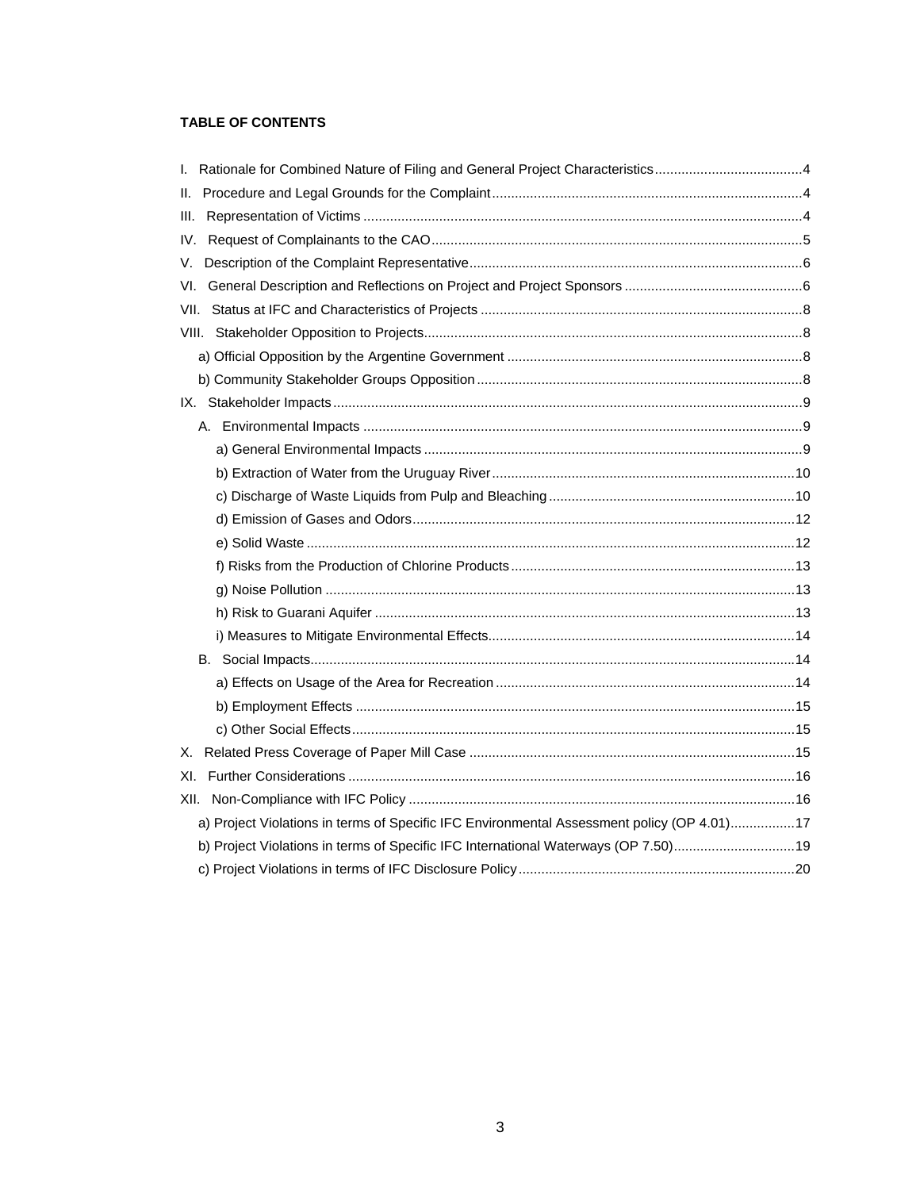**TABLE OF CONTENTS**

I. Rationale for Combined Nature of Filing and General Project Characteristics....................................4
II. Procedure and Legal Grounds for the Complaint....................................4
III. Representation of Victims....................................4
IV. Request of Complainants to the CAO....................................5
V. Description of the Complaint Representative....................................6
VI. General Description and Reflections on Project and Project Sponsors....................................6
VII. Status at IFC and Characteristics of Projects....................................8
VIII. Stakeholder Opposition to Projects....................................8
- a) Official Opposition by the Argentine Government....................................8
- b) Community Stakeholder Groups Opposition....................................8

IX. Stakeholder Impacts....................................9
- A. Environmental Impacts....................................9
  - a) General Environmental Impacts....................................9
  - b) Extraction of Water from the Uruguay River....................................10
  - c) Discharge of Waste Liquids from Pulp and Bleaching....................................10
  - d) Emission of Gases and Odors....................................12
  - e) Solid Waste....................................12
  - f) Risks from the Production of Chlorine Products....................................13
  - g) Noise Pollution....................................13
  - h) Risk to Guarani Aquifer....................................13
  - i) Measures to Mitigate Environmental Effects....................................14
- B. Social Impacts....................................14
  - a) Effects on Usage of the Area for Recreation....................................14
  - b) Employment Effects....................................15
  - c) Other Social Effects....................................15

X. Related Press Coverage of Paper Mill Case....................................15
XI. Further Considerations....................................16
XII. Non-Compliance with IFC Policy....................................16
- a) Project Violations in terms of Specific IFC Environmental Assessment policy (OP 4.01)....................................17
- b) Project Violations in terms of Specific IFC International Waterways (OP 7.50)....................................19
- c) Project Violations in terms of IFC Disclosure Policy....................................20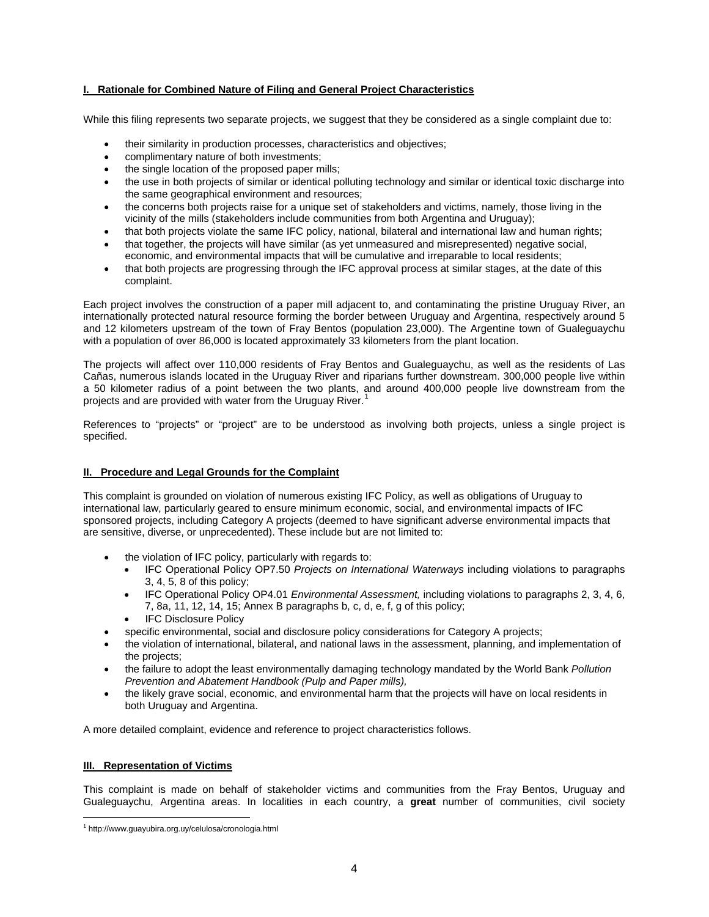## I. Rationale for Combined Nature of Filing and General Project Characteristics

While this filing represents two separate projects, we suggest that they be considered as a single complaint due to:

- their similarity in production processes, characteristics and objectives;
- complimentary nature of both investments;
- the single location of the proposed paper mills;
- the use in both projects of similar or identical polluting technology and similar or identical toxic discharge into the same geographical environment and resources;
- the concerns both projects raise for a unique set of stakeholders and victims, namely, those living in the vicinity of the mills (stakeholders include communities from both Argentina and Uruguay);
- that both projects violate the same IFC policy, national, bilateral and international law and human rights;
- that together, the projects will have similar (as yet unmeasured and misrepresented) negative social, economic, and environmental impacts that will be cumulative and irreparable to local residents;
- that both projects are progressing through the IFC approval process at similar stages, at the date of this complaint.

Each project involves the construction of a paper mill adjacent to, and contaminating the pristine Uruguay River, an internationally protected natural resource forming the border between Uruguay and Argentina, respectively around 5 and 12 kilometers upstream of the town of Fray Bentos (population 23,000). The Argentine town of Gualeguaychu with a population of over 86,000 is located approximately 33 kilometers from the plant location.

The projects will affect over 110,000 residents of Fray Bentos and Gualeguaychu, as well as the residents of Las Cañas, numerous islands located in the Uruguay River and riparians further downstream. 300,000 people live within a 50 kilometer radius of a point between the two plants, and around 400,000 people live downstream from the projects and are provided with water from the Uruguay River.[1]

References to "projects" or "project" are to be understood as involving both projects, unless a single project is specified.

## II. Procedure and Legal Grounds for the Complaint

This complaint is grounded on violation of numerous existing IFC Policy, as well as obligations of Uruguay to international law, particularly geared to ensure minimum economic, social, and environmental impacts of IFC sponsored projects, including Category A projects (deemed to have significant adverse environmental impacts that are sensitive, diverse, or unprecedented). These include but are not limited to:

- the violation of IFC policy, particularly with regards to:
  - IFC Operational Policy OP7.50 *Projects on International Waterways* including violations to paragraphs 3, 4, 5, 8 of this policy;
  - IFC Operational Policy OP4.01 *Environmental Assessment,* including violations to paragraphs 2, 3, 4, 6, 7, 8a, 11, 12, 14, 15; Annex B paragraphs b, c, d, e, f, g of this policy;
  - IFC Disclosure Policy
- specific environmental, social and disclosure policy considerations for Category A projects;
- the violation of international, bilateral, and national laws in the assessment, planning, and implementation of the projects;
- the failure to adopt the least environmentally damaging technology mandated by the World Bank *Pollution Prevention and Abatement Handbook (Pulp and Paper mills),*
- the likely grave social, economic, and environmental harm that the projects will have on local residents in both Uruguay and Argentina.

A more detailed complaint, evidence and reference to project characteristics follows.

## III. Representation of Victims

This complaint is made on behalf of stakeholder victims and communities from the Fray Bentos, Uruguay and Gualeguaychu, Argentina areas. In localities in each country, a **great** number of communities, civil society

[1] http://www.guayubira.org.uy/celulosa/cronologia.html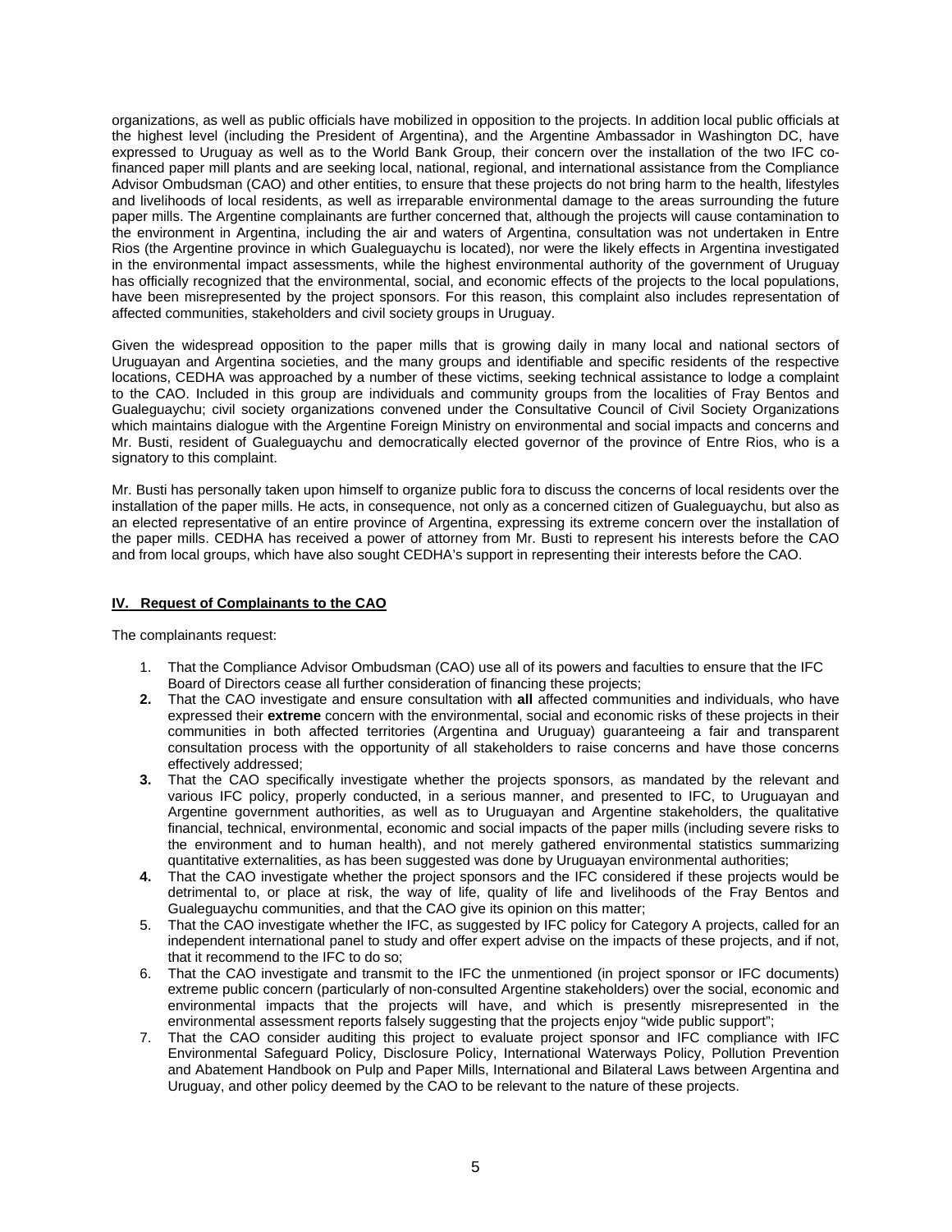organizations, as well as public officials have mobilized in opposition to the projects. In addition local public officials at the highest level (including the President of Argentina), and the Argentine Ambassador in Washington DC, have expressed to Uruguay as well as to the World Bank Group, their concern over the installation of the two IFC co-financed paper mill plants and are seeking local, national, regional, and international assistance from the Compliance Advisor Ombudsman (CAO) and other entities, to ensure that these projects do not bring harm to the health, lifestyles and livelihoods of local residents, as well as irreparable environmental damage to the areas surrounding the future paper mills. The Argentine complainants are further concerned that, although the projects will cause contamination to the environment in Argentina, including the air and waters of Argentina, consultation was not undertaken in Entre Rios (the Argentine province in which Gualeguaychu is located), nor were the likely effects in Argentina investigated in the environmental impact assessments, while the highest environmental authority of the government of Uruguay has officially recognized that the environmental, social, and economic effects of the projects to the local populations, have been misrepresented by the project sponsors. For this reason, this complaint also includes representation of affected communities, stakeholders and civil society groups in Uruguay.

Given the widespread opposition to the paper mills that is growing daily in many local and national sectors of Uruguayan and Argentina societies, and the many groups and identifiable and specific residents of the respective locations, CEDHA was approached by a number of these victims, seeking technical assistance to lodge a complaint to the CAO. Included in this group are individuals and community groups from the localities of Fray Bentos and Gualeguaychu; civil society organizations convened under the Consultative Council of Civil Society Organizations which maintains dialogue with the Argentine Foreign Ministry on environmental and social impacts and concerns and Mr. Busti, resident of Gualeguaychu and democratically elected governor of the province of Entre Rios, who is a signatory to this complaint.

Mr. Busti has personally taken upon himself to organize public fora to discuss the concerns of local residents over the installation of the paper mills. He acts, in consequence, not only as a concerned citizen of Gualeguaychu, but also as an elected representative of an entire province of Argentina, expressing its extreme concern over the installation of the paper mills. CEDHA has received a power of attorney from Mr. Busti to represent his interests before the CAO and from local groups, which have also sought CEDHA's support in representing their interests before the CAO.

## IV. Request of Complainants to the CAO

The complainants request:

1. That the Compliance Advisor Ombudsman (CAO) use all of its powers and faculties to ensure that the IFC Board of Directors cease all further consideration of financing these projects;
2. That the CAO investigate and ensure consultation with **all** affected communities and individuals, who have expressed their **extreme** concern with the environmental, social and economic risks of these projects in their communities in both affected territories (Argentina and Uruguay) guaranteeing a fair and transparent consultation process with the opportunity of all stakeholders to raise concerns and have those concerns effectively addressed;
3. That the CAO specifically investigate whether the projects sponsors, as mandated by the relevant and various IFC policy, properly conducted, in a serious manner, and presented to IFC, to Uruguayan and Argentine government authorities, as well as to Uruguayan and Argentine stakeholders, the qualitative financial, technical, environmental, economic and social impacts of the paper mills (including severe risks to the environment and to human health), and not merely gathered environmental statistics summarizing quantitative externalities, as has been suggested was done by Uruguayan environmental authorities;
4. That the CAO investigate whether the project sponsors and the IFC considered if these projects would be detrimental to, or place at risk, the way of life, quality of life and livelihoods of the Fray Bentos and Gualeguaychu communities, and that the CAO give its opinion on this matter;
5. That the CAO investigate whether the IFC, as suggested by IFC policy for Category A projects, called for an independent international panel to study and offer expert advise on the impacts of these projects, and if not, that it recommend to the IFC to do so;
6. That the CAO investigate and transmit to the IFC the unmentioned (in project sponsor or IFC documents) extreme public concern (particularly of non-consulted Argentine stakeholders) over the social, economic and environmental impacts that the projects will have, and which is presently misrepresented in the environmental assessment reports falsely suggesting that the projects enjoy "wide public support";
7. That the CAO consider auditing this project to evaluate project sponsor and IFC compliance with IFC Environmental Safeguard Policy, Disclosure Policy, International Waterways Policy, Pollution Prevention and Abatement Handbook on Pulp and Paper Mills, International and Bilateral Laws between Argentina and Uruguay, and other policy deemed by the CAO to be relevant to the nature of these projects.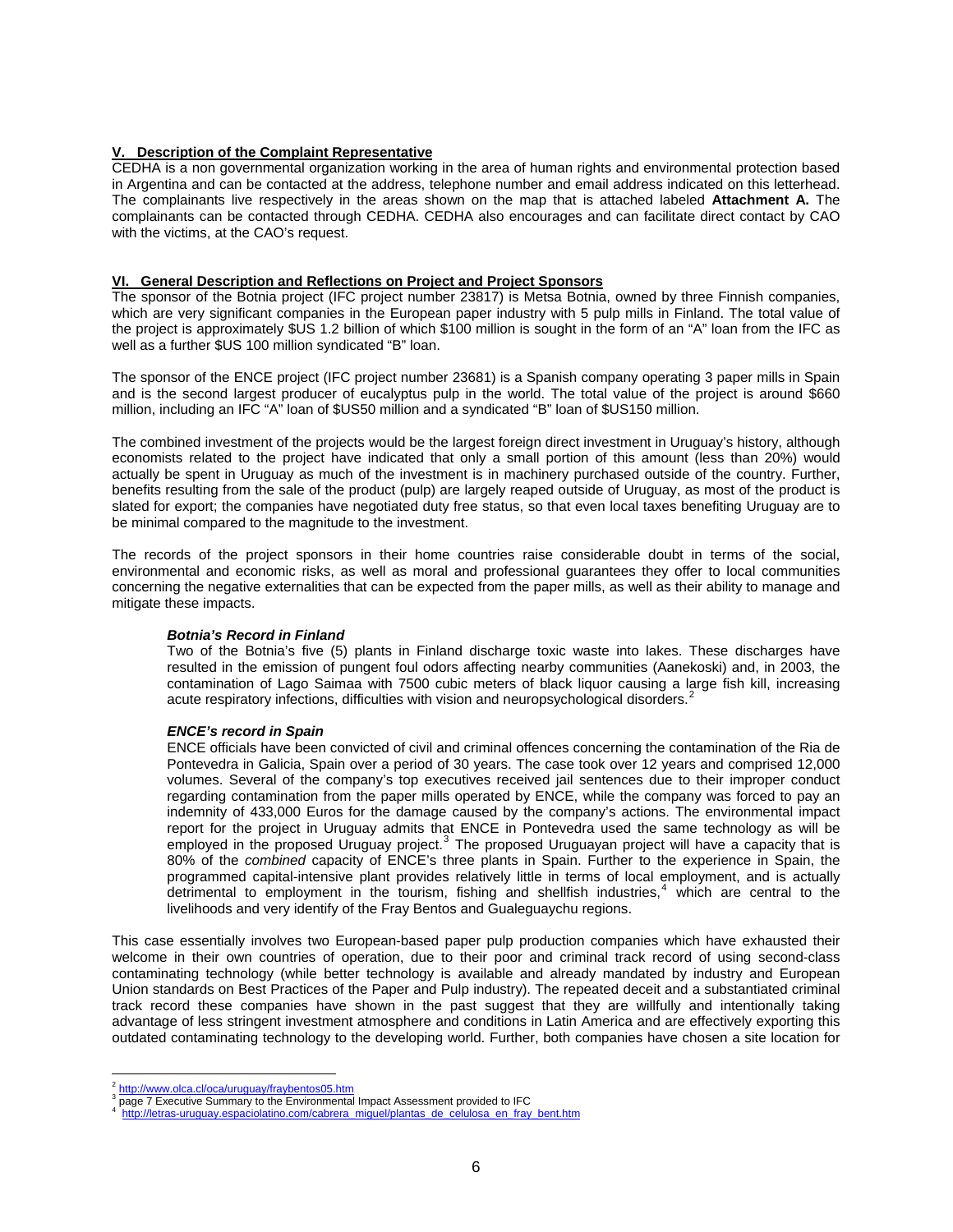## V. Description of the Complaint Representative

CEDHA is a non governmental organization working in the area of human rights and environmental protection based in Argentina and can be contacted at the address, telephone number and email address indicated on this letterhead. The complainants live respectively in the areas shown on the map that is attached labeled **Attachment A.** The complainants can be contacted through CEDHA. CEDHA also encourages and can facilitate direct contact by CAO with the victims, at the CAO's request.

## VI. General Description and Reflections on Project and Project Sponsors

The sponsor of the Botnia project (IFC project number 23817) is Metsa Botnia, owned by three Finnish companies, which are very significant companies in the European paper industry with 5 pulp mills in Finland. The total value of the project is approximately $US 1.2 billion of which $100 million is sought in the form of an "A" loan from the IFC as well as a further $US 100 million syndicated "B" loan.

The sponsor of the ENCE project (IFC project number 23681) is a Spanish company operating 3 paper mills in Spain and is the second largest producer of eucalyptus pulp in the world. The total value of the project is around $660 million, including an IFC "A" loan of $US50 million and a syndicated "B" loan of $US150 million.

The combined investment of the projects would be the largest foreign direct investment in Uruguay's history, although economists related to the project have indicated that only a small portion of this amount (less than 20%) would actually be spent in Uruguay as much of the investment is in machinery purchased outside of the country. Further, benefits resulting from the sale of the product (pulp) are largely reaped outside of Uruguay, as most of the product is slated for export; the companies have negotiated duty free status, so that even local taxes benefiting Uruguay are to be minimal compared to the magnitude to the investment.

The records of the project sponsors in their home countries raise considerable doubt in terms of the social, environmental and economic risks, as well as moral and professional guarantees they offer to local communities concerning the negative externalities that can be expected from the paper mills, as well as their ability to manage and mitigate these impacts.

### *Botnia's Record in Finland*

Two of the Botnia's five (5) plants in Finland discharge toxic waste into lakes. These discharges have resulted in the emission of pungent foul odors affecting nearby communities (Aanekoski) and, in 2003, the contamination of Lago Saimaa with 7500 cubic meters of black liquor causing a large fish kill, increasing acute respiratory infections, difficulties with vision and neuropsychological disorders.[2]

### *ENCE's record in Spain*

ENCE officials have been convicted of civil and criminal offences concerning the contamination of the Ria de Pontevedra in Galicia, Spain over a period of 30 years. The case took over 12 years and comprised 12,000 volumes. Several of the company's top executives received jail sentences due to their improper conduct regarding contamination from the paper mills operated by ENCE, while the company was forced to pay an indemnity of 433,000 Euros for the damage caused by the company's actions. The environmental impact report for the project in Uruguay admits that ENCE in Pontevedra used the same technology as will be employed in the proposed Uruguay project.[3] The proposed Uruguayan project will have a capacity that is 80% of the *combined* capacity of ENCE's three plants in Spain. Further to the experience in Spain, the programmed capital-intensive plant provides relatively little in terms of local employment, and is actually detrimental to employment in the tourism, fishing and shellfish industries,[4] which are central to the livelihoods and very identify of the Fray Bentos and Gualeguaychu regions.

This case essentially involves two European-based paper pulp production companies which have exhausted their welcome in their own countries of operation, due to their poor and criminal track record of using second-class contaminating technology (while better technology is available and already mandated by industry and European Union standards on Best Practices of the Paper and Pulp industry). The repeated deceit and a substantiated criminal track record these companies have shown in the past suggest that they are willfully and intentionally taking advantage of less stringent investment atmosphere and conditions in Latin America and are effectively exporting this outdated contaminating technology to the developing world. Further, both companies have chosen a site location for

---

[2] http://www.olca.cl/oca/uruguay/fraybentos05.htm

[3] page 7 Executive Summary to the Environmental Impact Assessment provided to IFC

[4] http://letras-uruguay.espaciolatino.com/cabrera_miguel/plantas_de_celulosa_en_fray_bent.htm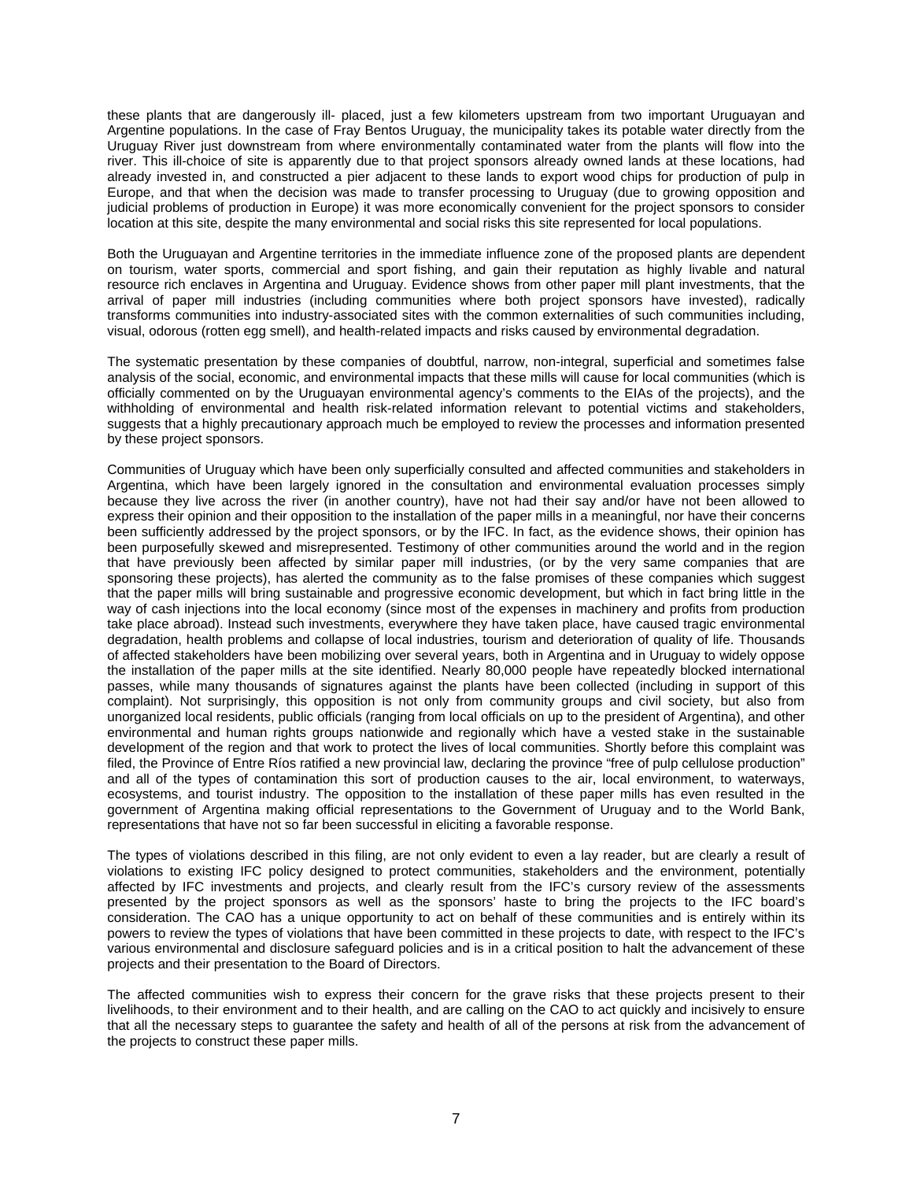these plants that are dangerously ill- placed, just a few kilometers upstream from two important Uruguayan and Argentine populations. In the case of Fray Bentos Uruguay, the municipality takes its potable water directly from the Uruguay River just downstream from where environmentally contaminated water from the plants will flow into the river. This ill-choice of site is apparently due to that project sponsors already owned lands at these locations, had already invested in, and constructed a pier adjacent to these lands to export wood chips for production of pulp in Europe, and that when the decision was made to transfer processing to Uruguay (due to growing opposition and judicial problems of production in Europe) it was more economically convenient for the project sponsors to consider location at this site, despite the many environmental and social risks this site represented for local populations.

Both the Uruguayan and Argentine territories in the immediate influence zone of the proposed plants are dependent on tourism, water sports, commercial and sport fishing, and gain their reputation as highly livable and natural resource rich enclaves in Argentina and Uruguay. Evidence shows from other paper mill plant investments, that the arrival of paper mill industries (including communities where both project sponsors have invested), radically transforms communities into industry-associated sites with the common externalities of such communities including, visual, odorous (rotten egg smell), and health-related impacts and risks caused by environmental degradation.

The systematic presentation by these companies of doubtful, narrow, non-integral, superficial and sometimes false analysis of the social, economic, and environmental impacts that these mills will cause for local communities (which is officially commented on by the Uruguayan environmental agency's comments to the EIAs of the projects), and the withholding of environmental and health risk-related information relevant to potential victims and stakeholders, suggests that a highly precautionary approach much be employed to review the processes and information presented by these project sponsors.

Communities of Uruguay which have been only superficially consulted and affected communities and stakeholders in Argentina, which have been largely ignored in the consultation and environmental evaluation processes simply because they live across the river (in another country), have not had their say and/or have not been allowed to express their opinion and their opposition to the installation of the paper mills in a meaningful, nor have their concerns been sufficiently addressed by the project sponsors, or by the IFC. In fact, as the evidence shows, their opinion has been purposefully skewed and misrepresented. Testimony of other communities around the world and in the region that have previously been affected by similar paper mill industries, (or by the very same companies that are sponsoring these projects), has alerted the community as to the false promises of these companies which suggest that the paper mills will bring sustainable and progressive economic development, but which in fact bring little in the way of cash injections into the local economy (since most of the expenses in machinery and profits from production take place abroad). Instead such investments, everywhere they have taken place, have caused tragic environmental degradation, health problems and collapse of local industries, tourism and deterioration of quality of life. Thousands of affected stakeholders have been mobilizing over several years, both in Argentina and in Uruguay to widely oppose the installation of the paper mills at the site identified. Nearly 80,000 people have repeatedly blocked international passes, while many thousands of signatures against the plants have been collected (including in support of this complaint). Not surprisingly, this opposition is not only from community groups and civil society, but also from unorganized local residents, public officials (ranging from local officials on up to the president of Argentina), and other environmental and human rights groups nationwide and regionally which have a vested stake in the sustainable development of the region and that work to protect the lives of local communities. Shortly before this complaint was filed, the Province of Entre Ríos ratified a new provincial law, declaring the province "free of pulp cellulose production" and all of the types of contamination this sort of production causes to the air, local environment, to waterways, ecosystems, and tourist industry. The opposition to the installation of these paper mills has even resulted in the government of Argentina making official representations to the Government of Uruguay and to the World Bank, representations that have not so far been successful in eliciting a favorable response.

The types of violations described in this filing, are not only evident to even a lay reader, but are clearly a result of violations to existing IFC policy designed to protect communities, stakeholders and the environment, potentially affected by IFC investments and projects, and clearly result from the IFC's cursory review of the assessments presented by the project sponsors as well as the sponsors' haste to bring the projects to the IFC board's consideration. The CAO has a unique opportunity to act on behalf of these communities and is entirely within its powers to review the types of violations that have been committed in these projects to date, with respect to the IFC's various environmental and disclosure safeguard policies and is in a critical position to halt the advancement of these projects and their presentation to the Board of Directors.

The affected communities wish to express their concern for the grave risks that these projects present to their livelihoods, to their environment and to their health, and are calling on the CAO to act quickly and incisively to ensure that all the necessary steps to guarantee the safety and health of all of the persons at risk from the advancement of the projects to construct these paper mills.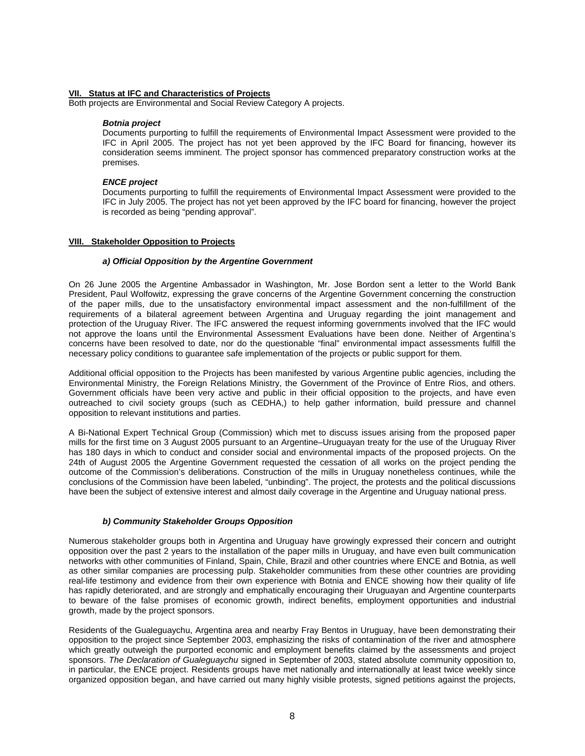## VII. Status at IFC and Characteristics of Projects

Both projects are Environmental and Social Review Category A projects.

***Botnia project***

Documents purporting to fulfill the requirements of Environmental Impact Assessment were provided to the IFC in April 2005. The project has not yet been approved by the IFC Board for financing, however its consideration seems imminent. The project sponsor has commenced preparatory construction works at the premises.

***ENCE project***

Documents purporting to fulfill the requirements of Environmental Impact Assessment were provided to the IFC in July 2005. The project has not yet been approved by the IFC board for financing, however the project is recorded as being "pending approval".

## VIII. Stakeholder Opposition to Projects

### *a) Official Opposition by the Argentine Government*

On 26 June 2005 the Argentine Ambassador in Washington, Mr. Jose Bordon sent a letter to the World Bank President, Paul Wolfowitz, expressing the grave concerns of the Argentine Government concerning the construction of the paper mills, due to the unsatisfactory environmental impact assessment and the non-fulfillment of the requirements of a bilateral agreement between Argentina and Uruguay regarding the joint management and protection of the Uruguay River. The IFC answered the request informing governments involved that the IFC would not approve the loans until the Environmental Assessment Evaluations have been done. Neither of Argentina's concerns have been resolved to date, nor do the questionable "final" environmental impact assessments fulfill the necessary policy conditions to guarantee safe implementation of the projects or public support for them.

Additional official opposition to the Projects has been manifested by various Argentine public agencies, including the Environmental Ministry, the Foreign Relations Ministry, the Government of the Province of Entre Rios, and others. Government officials have been very active and public in their official opposition to the projects, and have even outreached to civil society groups (such as CEDHA,) to help gather information, build pressure and channel opposition to relevant institutions and parties.

A Bi-National Expert Technical Group (Commission) which met to discuss issues arising from the proposed paper mills for the first time on 3 August 2005 pursuant to an Argentine–Uruguayan treaty for the use of the Uruguay River has 180 days in which to conduct and consider social and environmental impacts of the proposed projects. On the 24th of August 2005 the Argentine Government requested the cessation of all works on the project pending the outcome of the Commission's deliberations. Construction of the mills in Uruguay nonetheless continues, while the conclusions of the Commission have been labeled, "unbinding". The project, the protests and the political discussions have been the subject of extensive interest and almost daily coverage in the Argentine and Uruguay national press.

### *b) Community Stakeholder Groups Opposition*

Numerous stakeholder groups both in Argentina and Uruguay have growingly expressed their concern and outright opposition over the past 2 years to the installation of the paper mills in Uruguay, and have even built communication networks with other communities of Finland, Spain, Chile, Brazil and other countries where ENCE and Botnia, as well as other similar companies are processing pulp. Stakeholder communities from these other countries are providing real-life testimony and evidence from their own experience with Botnia and ENCE showing how their quality of life has rapidly deteriorated, and are strongly and emphatically encouraging their Uruguayan and Argentine counterparts to beware of the false promises of economic growth, indirect benefits, employment opportunities and industrial growth, made by the project sponsors.

Residents of the Gualeguaychu, Argentina area and nearby Fray Bentos in Uruguay, have been demonstrating their opposition to the project since September 2003, emphasizing the risks of contamination of the river and atmosphere which greatly outweigh the purported economic and employment benefits claimed by the assessments and project sponsors. *The Declaration of Gualeguaychu* signed in September of 2003, stated absolute community opposition to, in particular, the ENCE project. Residents groups have met nationally and internationally at least twice weekly since organized opposition began, and have carried out many highly visible protests, signed petitions against the projects,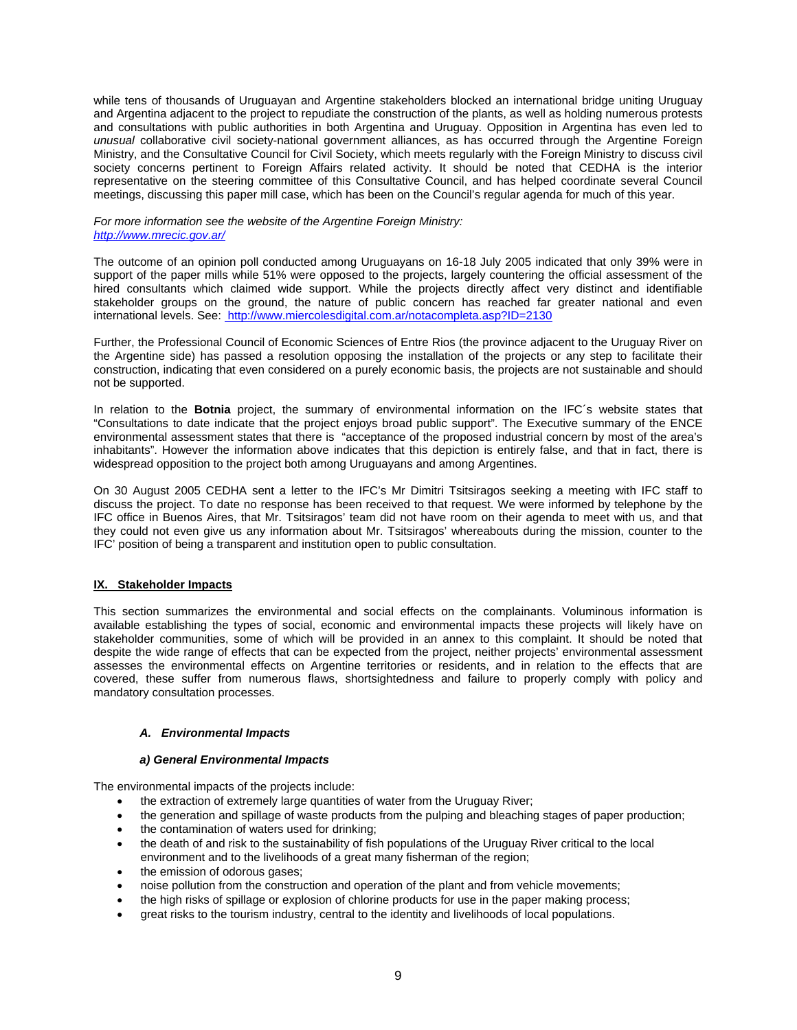while tens of thousands of Uruguayan and Argentine stakeholders blocked an international bridge uniting Uruguay and Argentina adjacent to the project to repudiate the construction of the plants, as well as holding numerous protests and consultations with public authorities in both Argentina and Uruguay. Opposition in Argentina has even led to *unusual* collaborative civil society-national government alliances, as has occurred through the Argentine Foreign Ministry, and the Consultative Council for Civil Society, which meets regularly with the Foreign Ministry to discuss civil society concerns pertinent to Foreign Affairs related activity. It should be noted that CEDHA is the interior representative on the steering committee of this Consultative Council, and has helped coordinate several Council meetings, discussing this paper mill case, which has been on the Council's regular agenda for much of this year.

*For more information see the website of the Argentine Foreign Ministry:*
*http://www.mrecic.gov.ar/*

The outcome of an opinion poll conducted among Uruguayans on 16-18 July 2005 indicated that only 39% were in support of the paper mills while 51% were opposed to the projects, largely countering the official assessment of the hired consultants which claimed wide support. While the projects directly affect very distinct and identifiable stakeholder groups on the ground, the nature of public concern has reached far greater national and even international levels. See: http://www.miercolesdigital.com.ar/notacompleta.asp?ID=2130

Further, the Professional Council of Economic Sciences of Entre Rios (the province adjacent to the Uruguay River on the Argentine side) has passed a resolution opposing the installation of the projects or any step to facilitate their construction, indicating that even considered on a purely economic basis, the projects are not sustainable and should not be supported.

In relation to the **Botnia** project, the summary of environmental information on the IFC´s website states that "Consultations to date indicate that the project enjoys broad public support". The Executive summary of the ENCE environmental assessment states that there is "acceptance of the proposed industrial concern by most of the area's inhabitants". However the information above indicates that this depiction is entirely false, and that in fact, there is widespread opposition to the project both among Uruguayans and among Argentines.

On 30 August 2005 CEDHA sent a letter to the IFC's Mr Dimitri Tsitsiragos seeking a meeting with IFC staff to discuss the project. To date no response has been received to that request. We were informed by telephone by the IFC office in Buenos Aires, that Mr. Tsitsiragos' team did not have room on their agenda to meet with us, and that they could not even give us any information about Mr. Tsitsiragos' whereabouts during the mission, counter to the IFC' position of being a transparent and institution open to public consultation.

## IX. Stakeholder Impacts

This section summarizes the environmental and social effects on the complainants. Voluminous information is available establishing the types of social, economic and environmental impacts these projects will likely have on stakeholder communities, some of which will be provided in an annex to this complaint. It should be noted that despite the wide range of effects that can be expected from the project, neither projects' environmental assessment assesses the environmental effects on Argentine territories or residents, and in relation to the effects that are covered, these suffer from numerous flaws, shortsightedness and failure to properly comply with policy and mandatory consultation processes.

### *A. Environmental Impacts*

#### *a) General Environmental Impacts*

The environmental impacts of the projects include:

- the extraction of extremely large quantities of water from the Uruguay River;
- the generation and spillage of waste products from the pulping and bleaching stages of paper production;
- the contamination of waters used for drinking;
- the death of and risk to the sustainability of fish populations of the Uruguay River critical to the local environment and to the livelihoods of a great many fisherman of the region;
- the emission of odorous gases;
- noise pollution from the construction and operation of the plant and from vehicle movements;
- the high risks of spillage or explosion of chlorine products for use in the paper making process;
- great risks to the tourism industry, central to the identity and livelihoods of local populations.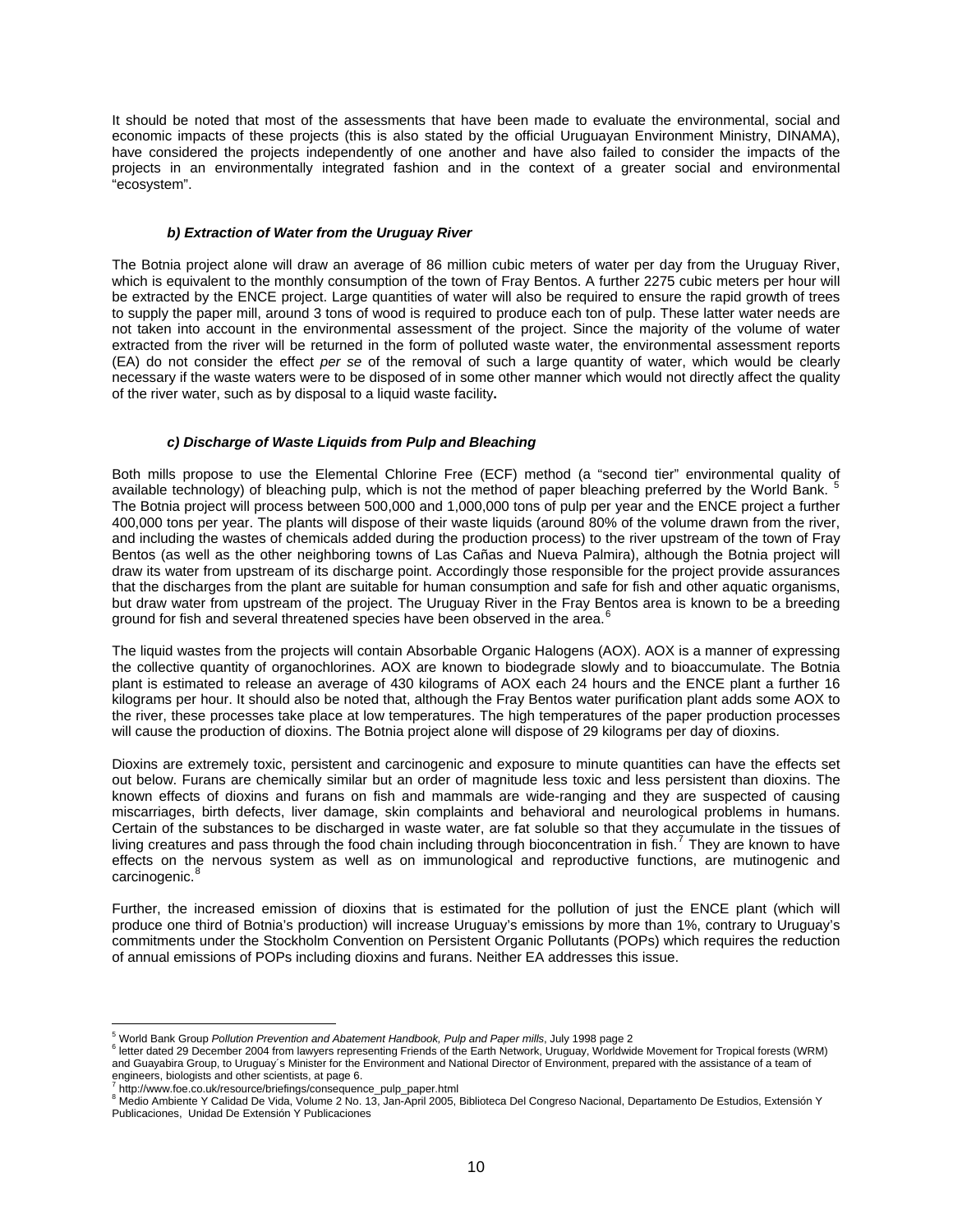It should be noted that most of the assessments that have been made to evaluate the environmental, social and economic impacts of these projects (this is also stated by the official Uruguayan Environment Ministry, DINAMA), have considered the projects independently of one another and have also failed to consider the impacts of the projects in an environmentally integrated fashion and in the context of a greater social and environmental "ecosystem".

### *b) Extraction of Water from the Uruguay River*

The Botnia project alone will draw an average of 86 million cubic meters of water per day from the Uruguay River, which is equivalent to the monthly consumption of the town of Fray Bentos. A further 2275 cubic meters per hour will be extracted by the ENCE project. Large quantities of water will also be required to ensure the rapid growth of trees to supply the paper mill, around 3 tons of wood is required to produce each ton of pulp. These latter water needs are not taken into account in the environmental assessment of the project. Since the majority of the volume of water extracted from the river will be returned in the form of polluted waste water, the environmental assessment reports (EA) do not consider the effect *per se* of the removal of such a large quantity of water, which would be clearly necessary if the waste waters were to be disposed of in some other manner which would not directly affect the quality of the river water, such as by disposal to a liquid waste facility**.**

### *c) Discharge of Waste Liquids from Pulp and Bleaching*

Both mills propose to use the Elemental Chlorine Free (ECF) method (a "second tier" environmental quality of available technology) of bleaching pulp, which is not the method of paper bleaching preferred by the World Bank. [5] The Botnia project will process between 500,000 and 1,000,000 tons of pulp per year and the ENCE project a further 400,000 tons per year. The plants will dispose of their waste liquids (around 80% of the volume drawn from the river, and including the wastes of chemicals added during the production process) to the river upstream of the town of Fray Bentos (as well as the other neighboring towns of Las Cañas and Nueva Palmira), although the Botnia project will draw its water from upstream of its discharge point. Accordingly those responsible for the project provide assurances that the discharges from the plant are suitable for human consumption and safe for fish and other aquatic organisms, but draw water from upstream of the project. The Uruguay River in the Fray Bentos area is known to be a breeding ground for fish and several threatened species have been observed in the area.[6]

The liquid wastes from the projects will contain Absorbable Organic Halogens (AOX). AOX is a manner of expressing the collective quantity of organochlorines. AOX are known to biodegrade slowly and to bioaccumulate. The Botnia plant is estimated to release an average of 430 kilograms of AOX each 24 hours and the ENCE plant a further 16 kilograms per hour. It should also be noted that, although the Fray Bentos water purification plant adds some AOX to the river, these processes take place at low temperatures. The high temperatures of the paper production processes will cause the production of dioxins. The Botnia project alone will dispose of 29 kilograms per day of dioxins.

Dioxins are extremely toxic, persistent and carcinogenic and exposure to minute quantities can have the effects set out below. Furans are chemically similar but an order of magnitude less toxic and less persistent than dioxins. The known effects of dioxins and furans on fish and mammals are wide-ranging and they are suspected of causing miscarriages, birth defects, liver damage, skin complaints and behavioral and neurological problems in humans. Certain of the substances to be discharged in waste water, are fat soluble so that they accumulate in the tissues of living creatures and pass through the food chain including through bioconcentration in fish.[7] They are known to have effects on the nervous system as well as on immunological and reproductive functions, are mutinogenic and carcinogenic.[8]

Further, the increased emission of dioxins that is estimated for the pollution of just the ENCE plant (which will produce one third of Botnia's production) will increase Uruguay's emissions by more than 1%, contrary to Uruguay's commitments under the Stockholm Convention on Persistent Organic Pollutants (POPs) which requires the reduction of annual emissions of POPs including dioxins and furans. Neither EA addresses this issue.

---

[5] World Bank Group *Pollution Prevention and Abatement Handbook, Pulp and Paper mills*, July 1998 page 2

[6] letter dated 29 December 2004 from lawyers representing Friends of the Earth Network, Uruguay, Worldwide Movement for Tropical forests (WRM) and Guayabira Group, to Uruguay´s Minister for the Environment and National Director of Environment, prepared with the assistance of a team of engineers, biologists and other scientists, at page 6.

[7] http://www.foe.co.uk/resource/briefings/consequence_pulp_paper.html

[8] Medio Ambiente Y Calidad De Vida, Volume 2 No. 13, Jan-April 2005, Biblioteca Del Congreso Nacional, Departamento De Estudios, Extensión Y Publicaciones, Unidad De Extensión Y Publicaciones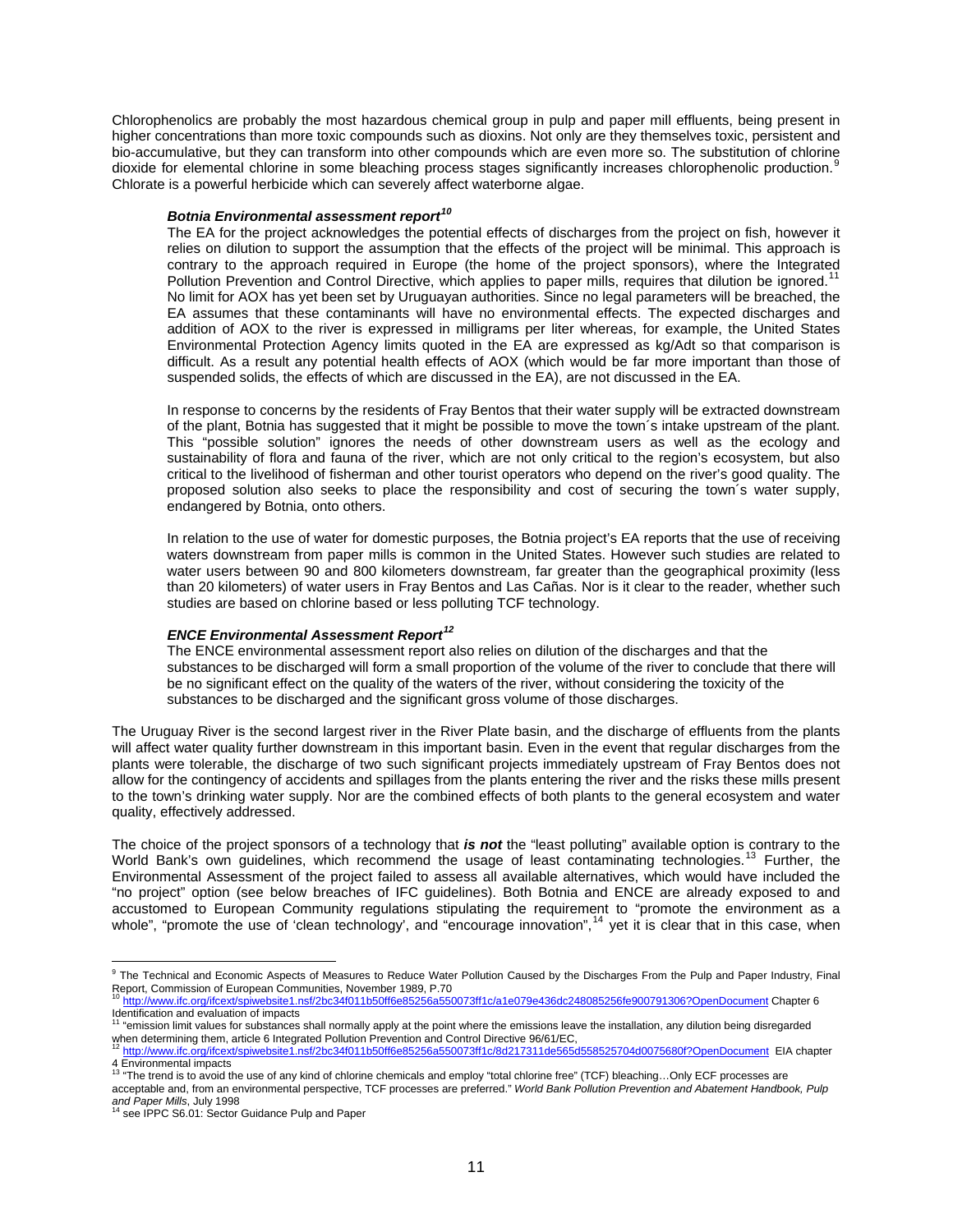Chlorophenolics are probably the most hazardous chemical group in pulp and paper mill effluents, being present in higher concentrations than more toxic compounds such as dioxins. Not only are they themselves toxic, persistent and bio-accumulative, but they can transform into other compounds which are even more so. The substitution of chlorine dioxide for elemental chlorine in some bleaching process stages significantly increases chlorophenolic production.[9] Chlorate is a powerful herbicide which can severely affect waterborne algae.

> ***Botnia Environmental assessment report***[10]
>
> The EA for the project acknowledges the potential effects of discharges from the project on fish, however it relies on dilution to support the assumption that the effects of the project will be minimal. This approach is contrary to the approach required in Europe (the home of the project sponsors), where the Integrated Pollution Prevention and Control Directive, which applies to paper mills, requires that dilution be ignored.[11] No limit for AOX has yet been set by Uruguayan authorities. Since no legal parameters will be breached, the EA assumes that these contaminants will have no environmental effects. The expected discharges and addition of AOX to the river is expressed in milligrams per liter whereas, for example, the United States Environmental Protection Agency limits quoted in the EA are expressed as kg/Adt so that comparison is difficult. As a result any potential health effects of AOX (which would be far more important than those of suspended solids, the effects of which are discussed in the EA), are not discussed in the EA.
>
> In response to concerns by the residents of Fray Bentos that their water supply will be extracted downstream of the plant, Botnia has suggested that it might be possible to move the town´s intake upstream of the plant. This "possible solution" ignores the needs of other downstream users as well as the ecology and sustainability of flora and fauna of the river, which are not only critical to the region's ecosystem, but also critical to the livelihood of fisherman and other tourist operators who depend on the river's good quality. The proposed solution also seeks to place the responsibility and cost of securing the town´s water supply, endangered by Botnia, onto others.
>
> In relation to the use of water for domestic purposes, the Botnia project's EA reports that the use of receiving waters downstream from paper mills is common in the United States. However such studies are related to water users between 90 and 800 kilometers downstream, far greater than the geographical proximity (less than 20 kilometers) of water users in Fray Bentos and Las Cañas. Nor is it clear to the reader, whether such studies are based on chlorine based or less polluting TCF technology.
>
> ***ENCE Environmental Assessment Report***[12]
>
> The ENCE environmental assessment report also relies on dilution of the discharges and that the substances to be discharged will form a small proportion of the volume of the river to conclude that there will be no significant effect on the quality of the waters of the river, without considering the toxicity of the substances to be discharged and the significant gross volume of those discharges.

The Uruguay River is the second largest river in the River Plate basin, and the discharge of effluents from the plants will affect water quality further downstream in this important basin. Even in the event that regular discharges from the plants were tolerable, the discharge of two such significant projects immediately upstream of Fray Bentos does not allow for the contingency of accidents and spillages from the plants entering the river and the risks these mills present to the town's drinking water supply. Nor are the combined effects of both plants to the general ecosystem and water quality, effectively addressed.

The choice of the project sponsors of a technology that ***is not*** the "least polluting" available option is contrary to the World Bank's own guidelines, which recommend the usage of least contaminating technologies.[13] Further, the Environmental Assessment of the project failed to assess all available alternatives, which would have included the "no project" option (see below breaches of IFC guidelines). Both Botnia and ENCE are already exposed to and accustomed to European Community regulations stipulating the requirement to "promote the environment as a whole", "promote the use of 'clean technology', and "encourage innovation",[14] yet it is clear that in this case, when

---

[9] The Technical and Economic Aspects of Measures to Reduce Water Pollution Caused by the Discharges From the Pulp and Paper Industry, Final Report, Commission of European Communities, November 1989, P.70

[10] http://www.ifc.org/ifcext/spiwebsite1.nsf/2bc34f011b50ff6e85256a550073ff1c/a1e079e436dc248085256fe900791306?OpenDocument Chapter 6 Identification and evaluation of impacts

[11] "emission limit values for substances shall normally apply at the point where the emissions leave the installation, any dilution being disregarded when determining them, article 6 Integrated Pollution Prevention and Control Directive 96/61/EC,

[12] http://www.ifc.org/ifcext/spiwebsite1.nsf/2bc34f011b50ff6e85256a550073ff1c/8d217311de565d558525704d0075680f?OpenDocument EIA chapter 4 Environmental impacts

[13] "The trend is to avoid the use of any kind of chlorine chemicals and employ "total chlorine free" (TCF) bleaching…Only ECF processes are acceptable and, from an environmental perspective, TCF processes are preferred." *World Bank Pollution Prevention and Abatement Handbook, Pulp and Paper Mills*, July 1998

[14] see IPPC S6.01: Sector Guidance Pulp and Paper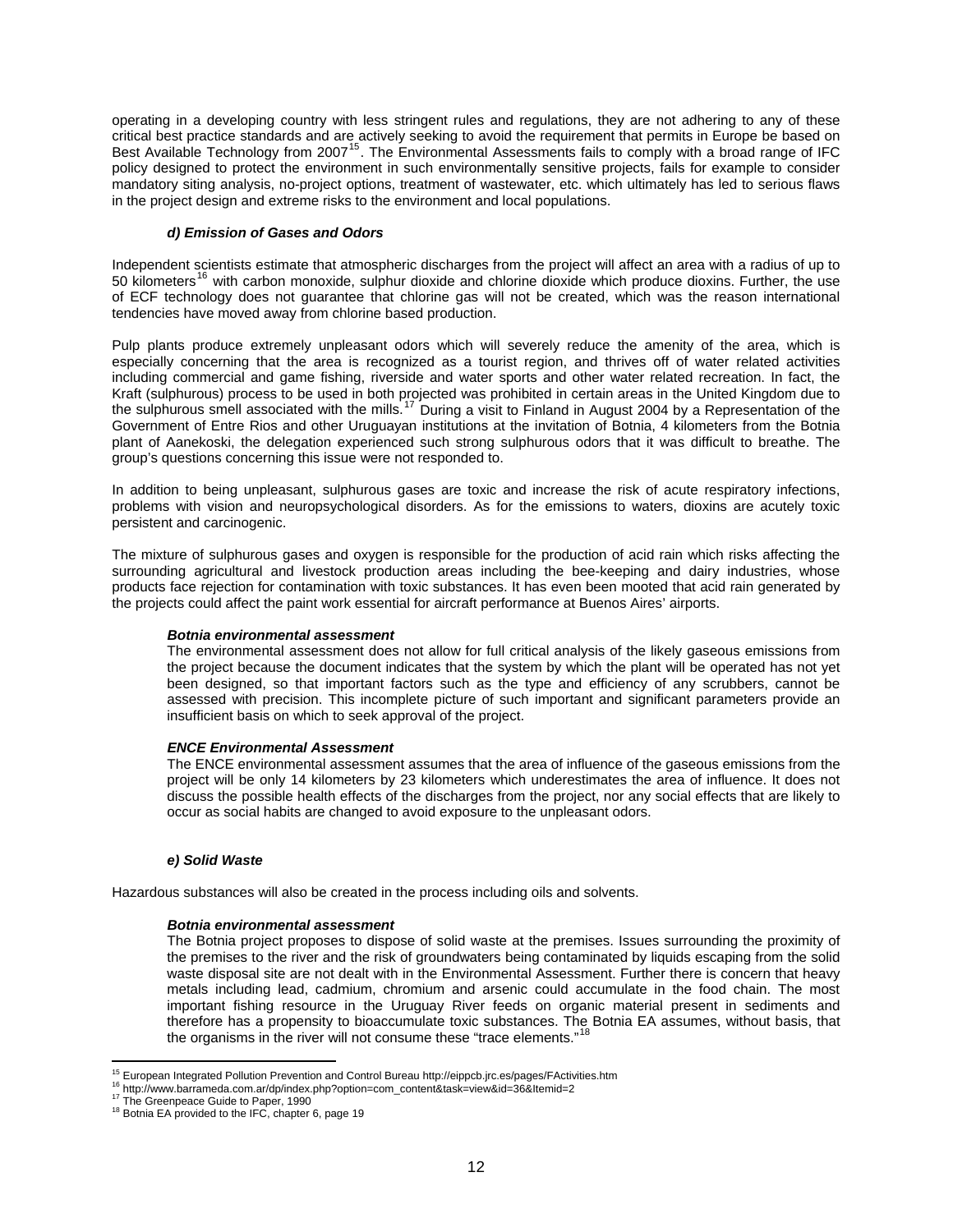operating in a developing country with less stringent rules and regulations, they are not adhering to any of these critical best practice standards and are actively seeking to avoid the requirement that permits in Europe be based on Best Available Technology from 2007[15]. The Environmental Assessments fails to comply with a broad range of IFC policy designed to protect the environment in such environmentally sensitive projects, fails for example to consider mandatory siting analysis, no-project options, treatment of wastewater, etc. which ultimately has led to serious flaws in the project design and extreme risks to the environment and local populations.

#### *d) Emission of Gases and Odors*

Independent scientists estimate that atmospheric discharges from the project will affect an area with a radius of up to 50 kilometers[16] with carbon monoxide, sulphur dioxide and chlorine dioxide which produce dioxins. Further, the use of ECF technology does not guarantee that chlorine gas will not be created, which was the reason international tendencies have moved away from chlorine based production.

Pulp plants produce extremely unpleasant odors which will severely reduce the amenity of the area, which is especially concerning that the area is recognized as a tourist region, and thrives off of water related activities including commercial and game fishing, riverside and water sports and other water related recreation. In fact, the Kraft (sulphurous) process to be used in both projected was prohibited in certain areas in the United Kingdom due to the sulphurous smell associated with the mills.[17] During a visit to Finland in August 2004 by a Representation of the Government of Entre Rios and other Uruguayan institutions at the invitation of Botnia, 4 kilometers from the Botnia plant of Aanekoski, the delegation experienced such strong sulphurous odors that it was difficult to breathe. The group's questions concerning this issue were not responded to.

In addition to being unpleasant, sulphurous gases are toxic and increase the risk of acute respiratory infections, problems with vision and neuropsychological disorders. As for the emissions to waters, dioxins are acutely toxic persistent and carcinogenic.

The mixture of sulphurous gases and oxygen is responsible for the production of acid rain which risks affecting the surrounding agricultural and livestock production areas including the bee-keeping and dairy industries, whose products face rejection for contamination with toxic substances. It has even been mooted that acid rain generated by the projects could affect the paint work essential for aircraft performance at Buenos Aires' airports.

***Botnia environmental assessment***

The environmental assessment does not allow for full critical analysis of the likely gaseous emissions from the project because the document indicates that the system by which the plant will be operated has not yet been designed, so that important factors such as the type and efficiency of any scrubbers, cannot be assessed with precision. This incomplete picture of such important and significant parameters provide an insufficient basis on which to seek approval of the project.

***ENCE Environmental Assessment***

The ENCE environmental assessment assumes that the area of influence of the gaseous emissions from the project will be only 14 kilometers by 23 kilometers which underestimates the area of influence. It does not discuss the possible health effects of the discharges from the project, nor any social effects that are likely to occur as social habits are changed to avoid exposure to the unpleasant odors.

#### *e) Solid Waste*

Hazardous substances will also be created in the process including oils and solvents.

***Botnia environmental assessment***

The Botnia project proposes to dispose of solid waste at the premises. Issues surrounding the proximity of the premises to the river and the risk of groundwaters being contaminated by liquids escaping from the solid waste disposal site are not dealt with in the Environmental Assessment. Further there is concern that heavy metals including lead, cadmium, chromium and arsenic could accumulate in the food chain. The most important fishing resource in the Uruguay River feeds on organic material present in sediments and therefore has a propensity to bioaccumulate toxic substances. The Botnia EA assumes, without basis, that the organisms in the river will not consume these "trace elements."[18]

---

[15] European Integrated Pollution Prevention and Control Bureau http://eippcb.jrc.es/pages/FActivities.htm
[16] http://www.barrameda.com.ar/dp/index.php?option=com_content&task=view&id=36&Itemid=2
[17] The Greenpeace Guide to Paper, 1990
[18] Botnia EA provided to the IFC, chapter 6, page 19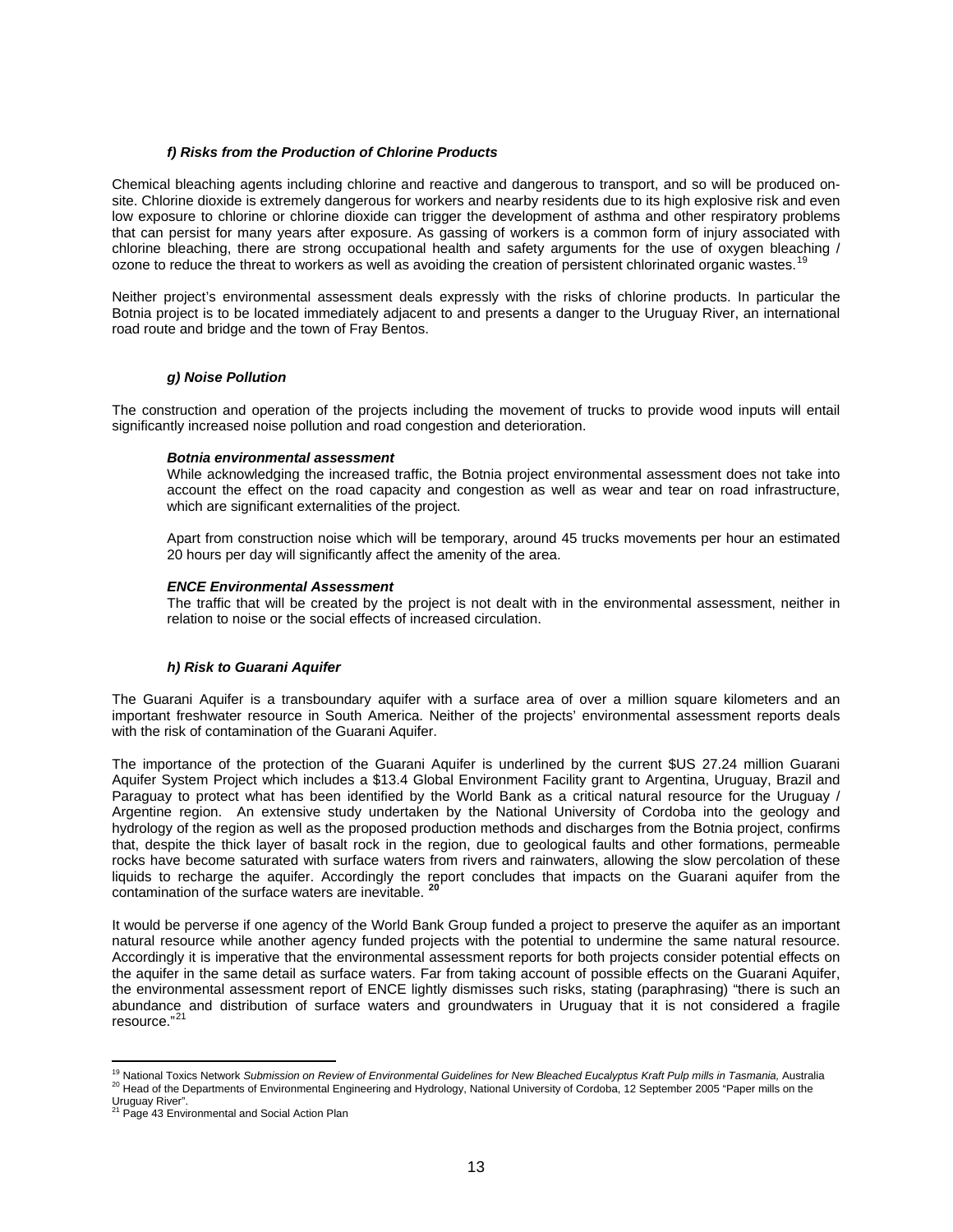#### *f) Risks from the Production of Chlorine Products*

Chemical bleaching agents including chlorine and reactive and dangerous to transport, and so will be produced on-site. Chlorine dioxide is extremely dangerous for workers and nearby residents due to its high explosive risk and even low exposure to chlorine or chlorine dioxide can trigger the development of asthma and other respiratory problems that can persist for many years after exposure. As gassing of workers is a common form of injury associated with chlorine bleaching, there are strong occupational health and safety arguments for the use of oxygen bleaching / ozone to reduce the threat to workers as well as avoiding the creation of persistent chlorinated organic wastes.[19]

Neither project's environmental assessment deals expressly with the risks of chlorine products. In particular the Botnia project is to be located immediately adjacent to and presents a danger to the Uruguay River, an international road route and bridge and the town of Fray Bentos.

#### *g) Noise Pollution*

The construction and operation of the projects including the movement of trucks to provide wood inputs will entail significantly increased noise pollution and road congestion and deterioration.

***Botnia environmental assessment***

While acknowledging the increased traffic, the Botnia project environmental assessment does not take into account the effect on the road capacity and congestion as well as wear and tear on road infrastructure, which are significant externalities of the project.

Apart from construction noise which will be temporary, around 45 trucks movements per hour an estimated 20 hours per day will significantly affect the amenity of the area.

***ENCE Environmental Assessment***

The traffic that will be created by the project is not dealt with in the environmental assessment, neither in relation to noise or the social effects of increased circulation.

#### *h) Risk to Guarani Aquifer*

The Guarani Aquifer is a transboundary aquifer with a surface area of over a million square kilometers and an important freshwater resource in South America. Neither of the projects' environmental assessment reports deals with the risk of contamination of the Guarani Aquifer.

The importance of the protection of the Guarani Aquifer is underlined by the current $US 27.24 million Guarani Aquifer System Project which includes a $13.4 Global Environment Facility grant to Argentina, Uruguay, Brazil and Paraguay to protect what has been identified by the World Bank as a critical natural resource for the Uruguay / Argentine region. An extensive study undertaken by the National University of Cordoba into the geology and hydrology of the region as well as the proposed production methods and discharges from the Botnia project, confirms that, despite the thick layer of basalt rock in the region, due to geological faults and other formations, permeable rocks have become saturated with surface waters from rivers and rainwaters, allowing the slow percolation of these liquids to recharge the aquifer. Accordingly the report concludes that impacts on the Guarani aquifer from the contamination of the surface waters are inevitable. [20]

It would be perverse if one agency of the World Bank Group funded a project to preserve the aquifer as an important natural resource while another agency funded projects with the potential to undermine the same natural resource. Accordingly it is imperative that the environmental assessment reports for both projects consider potential effects on the aquifer in the same detail as surface waters. Far from taking account of possible effects on the Guarani Aquifer, the environmental assessment report of ENCE lightly dismisses such risks, stating (paraphrasing) "there is such an abundance and distribution of surface waters and groundwaters in Uruguay that it is not considered a fragile resource."[21]

---

[19] National Toxics Network *Submission on Review of Environmental Guidelines for New Bleached Eucalyptus Kraft Pulp mills in Tasmania,* Australia

[20] Head of the Departments of Environmental Engineering and Hydrology, National University of Cordoba, 12 September 2005 "Paper mills on the Uruguay River".

[21] Page 43 Environmental and Social Action Plan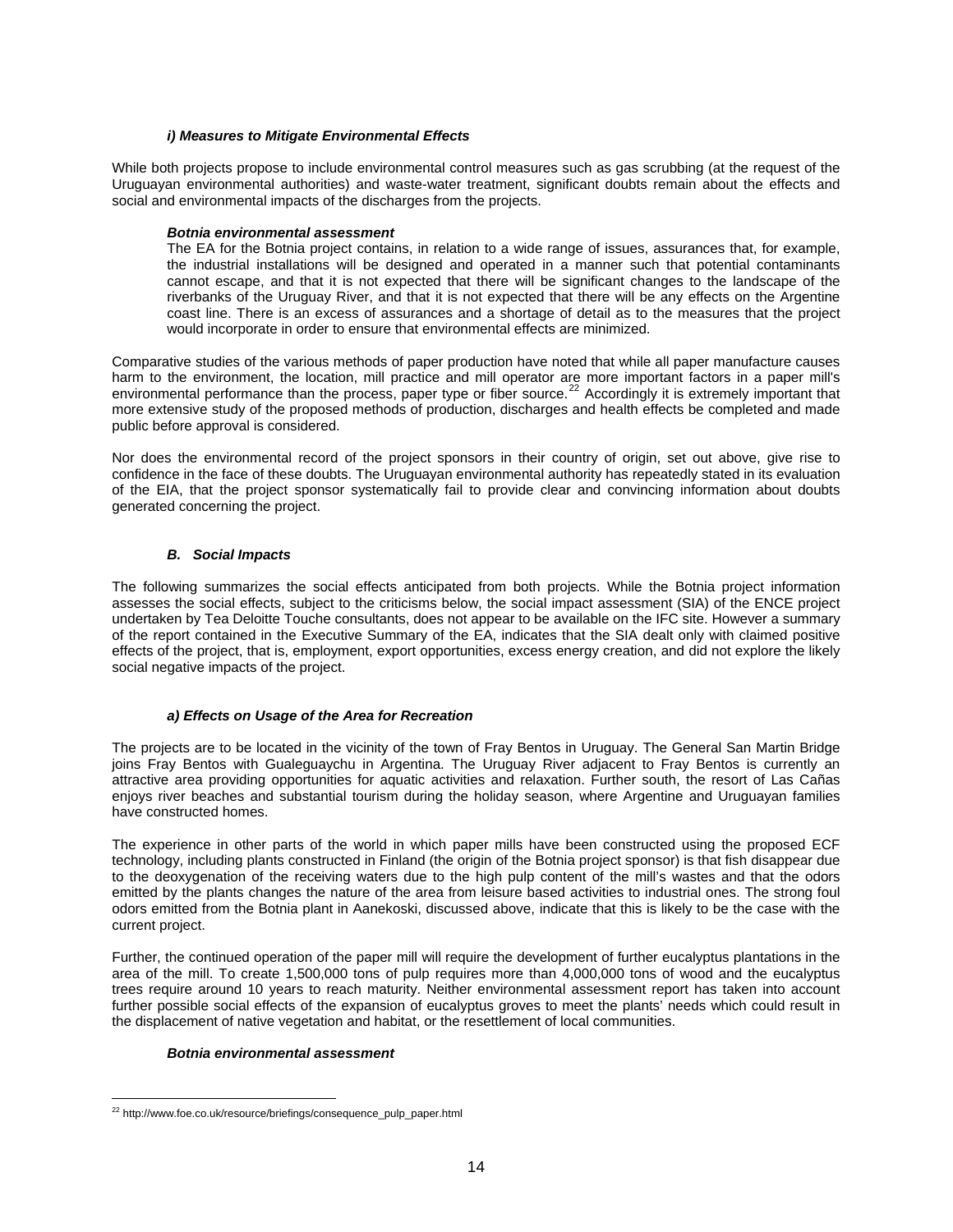#### *i) Measures to Mitigate Environmental Effects*

While both projects propose to include environmental control measures such as gas scrubbing (at the request of the Uruguayan environmental authorities) and waste-water treatment, significant doubts remain about the effects and social and environmental impacts of the discharges from the projects.

> ***Botnia environmental assessment***
>
> The EA for the Botnia project contains, in relation to a wide range of issues, assurances that, for example, the industrial installations will be designed and operated in a manner such that potential contaminants cannot escape, and that it is not expected that there will be significant changes to the landscape of the riverbanks of the Uruguay River, and that it is not expected that there will be any effects on the Argentine coast line. There is an excess of assurances and a shortage of detail as to the measures that the project would incorporate in order to ensure that environmental effects are minimized.

Comparative studies of the various methods of paper production have noted that while all paper manufacture causes harm to the environment, the location, mill practice and mill operator are more important factors in a paper mill's environmental performance than the process, paper type or fiber source.[22] Accordingly it is extremely important that more extensive study of the proposed methods of production, discharges and health effects be completed and made public before approval is considered.

Nor does the environmental record of the project sponsors in their country of origin, set out above, give rise to confidence in the face of these doubts. The Uruguayan environmental authority has repeatedly stated in its evaluation of the EIA, that the project sponsor systematically fail to provide clear and convincing information about doubts generated concerning the project.

### *B. Social Impacts*

The following summarizes the social effects anticipated from both projects. While the Botnia project information assesses the social effects, subject to the criticisms below, the social impact assessment (SIA) of the ENCE project undertaken by Tea Deloitte Touche consultants, does not appear to be available on the IFC site. However a summary of the report contained in the Executive Summary of the EA, indicates that the SIA dealt only with claimed positive effects of the project, that is, employment, export opportunities, excess energy creation, and did not explore the likely social negative impacts of the project.

#### *a) Effects on Usage of the Area for Recreation*

The projects are to be located in the vicinity of the town of Fray Bentos in Uruguay. The General San Martin Bridge joins Fray Bentos with Gualeguaychu in Argentina. The Uruguay River adjacent to Fray Bentos is currently an attractive area providing opportunities for aquatic activities and relaxation. Further south, the resort of Las Cañas enjoys river beaches and substantial tourism during the holiday season, where Argentine and Uruguayan families have constructed homes.

The experience in other parts of the world in which paper mills have been constructed using the proposed ECF technology, including plants constructed in Finland (the origin of the Botnia project sponsor) is that fish disappear due to the deoxygenation of the receiving waters due to the high pulp content of the mill's wastes and that the odors emitted by the plants changes the nature of the area from leisure based activities to industrial ones. The strong foul odors emitted from the Botnia plant in Aanekoski, discussed above, indicate that this is likely to be the case with the current project.

Further, the continued operation of the paper mill will require the development of further eucalyptus plantations in the area of the mill. To create 1,500,000 tons of pulp requires more than 4,000,000 tons of wood and the eucalyptus trees require around 10 years to reach maturity. Neither environmental assessment report has taken into account further possible social effects of the expansion of eucalyptus groves to meet the plants' needs which could result in the displacement of native vegetation and habitat, or the resettlement of local communities.

> ***Botnia environmental assessment***

---

[22] http://www.foe.co.uk/resource/briefings/consequence_pulp_paper.html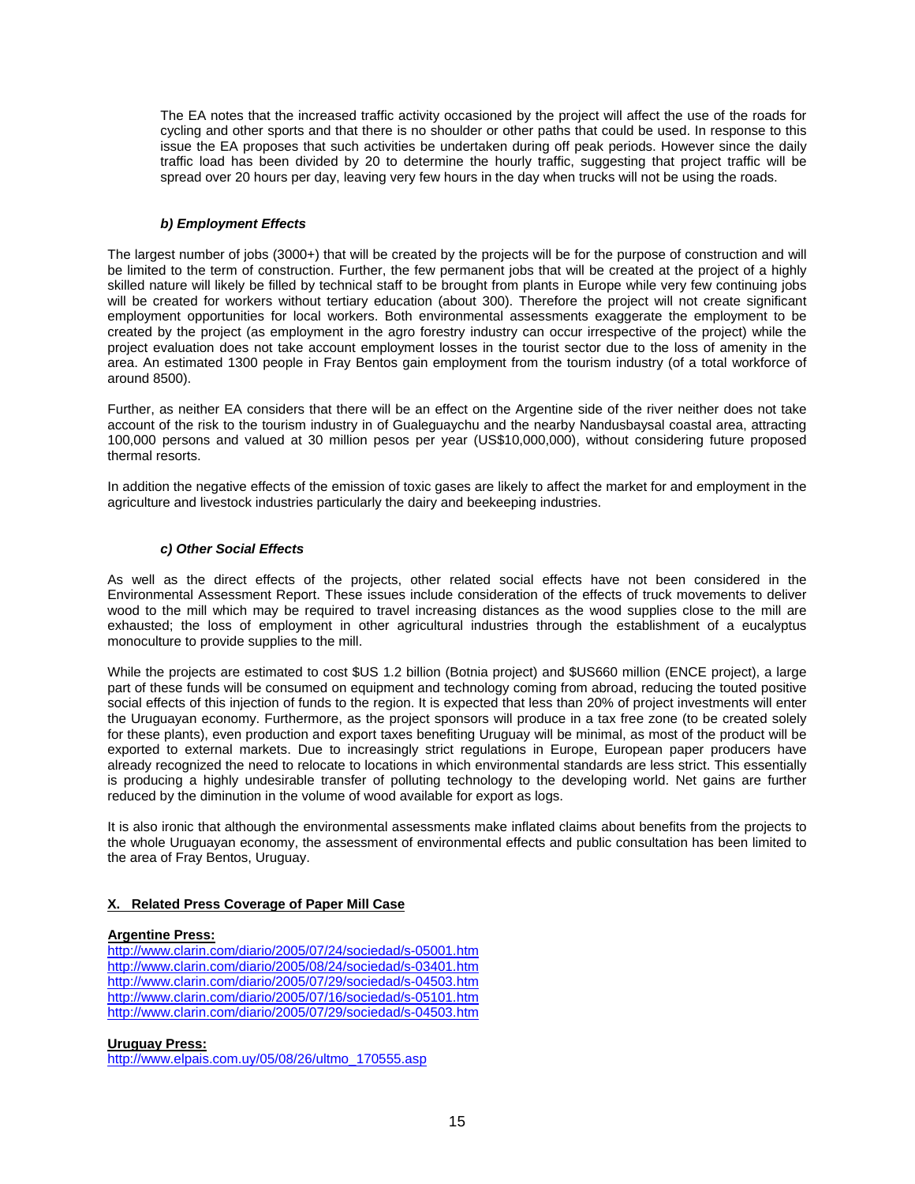The EA notes that the increased traffic activity occasioned by the project will affect the use of the roads for cycling and other sports and that there is no shoulder or other paths that could be used. In response to this issue the EA proposes that such activities be undertaken during off peak periods. However since the daily traffic load has been divided by 20 to determine the hourly traffic, suggesting that project traffic will be spread over 20 hours per day, leaving very few hours in the day when trucks will not be using the roads.

#### *b) Employment Effects*

The largest number of jobs (3000+) that will be created by the projects will be for the purpose of construction and will be limited to the term of construction. Further, the few permanent jobs that will be created at the project of a highly skilled nature will likely be filled by technical staff to be brought from plants in Europe while very few continuing jobs will be created for workers without tertiary education (about 300). Therefore the project will not create significant employment opportunities for local workers. Both environmental assessments exaggerate the employment to be created by the project (as employment in the agro forestry industry can occur irrespective of the project) while the project evaluation does not take account employment losses in the tourist sector due to the loss of amenity in the area. An estimated 1300 people in Fray Bentos gain employment from the tourism industry (of a total workforce of around 8500).

Further, as neither EA considers that there will be an effect on the Argentine side of the river neither does not take account of the risk to the tourism industry in of Gualeguaychu and the nearby Nandusbaysal coastal area, attracting 100,000 persons and valued at 30 million pesos per year (US$10,000,000), without considering future proposed thermal resorts.

In addition the negative effects of the emission of toxic gases are likely to affect the market for and employment in the agriculture and livestock industries particularly the dairy and beekeeping industries.

#### *c) Other Social Effects*

As well as the direct effects of the projects, other related social effects have not been considered in the Environmental Assessment Report. These issues include consideration of the effects of truck movements to deliver wood to the mill which may be required to travel increasing distances as the wood supplies close to the mill are exhausted; the loss of employment in other agricultural industries through the establishment of a eucalyptus monoculture to provide supplies to the mill.

While the projects are estimated to cost $US 1.2 billion (Botnia project) and $US660 million (ENCE project), a large part of these funds will be consumed on equipment and technology coming from abroad, reducing the touted positive social effects of this injection of funds to the region. It is expected that less than 20% of project investments will enter the Uruguayan economy. Furthermore, as the project sponsors will produce in a tax free zone (to be created solely for these plants), even production and export taxes benefiting Uruguay will be minimal, as most of the product will be exported to external markets. Due to increasingly strict regulations in Europe, European paper producers have already recognized the need to relocate to locations in which environmental standards are less strict. This essentially is producing a highly undesirable transfer of polluting technology to the developing world. Net gains are further reduced by the diminution in the volume of wood available for export as logs.

It is also ironic that although the environmental assessments make inflated claims about benefits from the projects to the whole Uruguayan economy, the assessment of environmental effects and public consultation has been limited to the area of Fray Bentos, Uruguay.

## X. Related Press Coverage of Paper Mill Case

**Argentine Press:**

http://www.clarin.com/diario/2005/07/24/sociedad/s-05001.htm
http://www.clarin.com/diario/2005/08/24/sociedad/s-03401.htm
http://www.clarin.com/diario/2005/07/29/sociedad/s-04503.htm
http://www.clarin.com/diario/2005/07/16/sociedad/s-05101.htm
http://www.clarin.com/diario/2005/07/29/sociedad/s-04503.htm

**Uruguay Press:**

http://www.elpais.com.uy/05/08/26/ultmo_170555.asp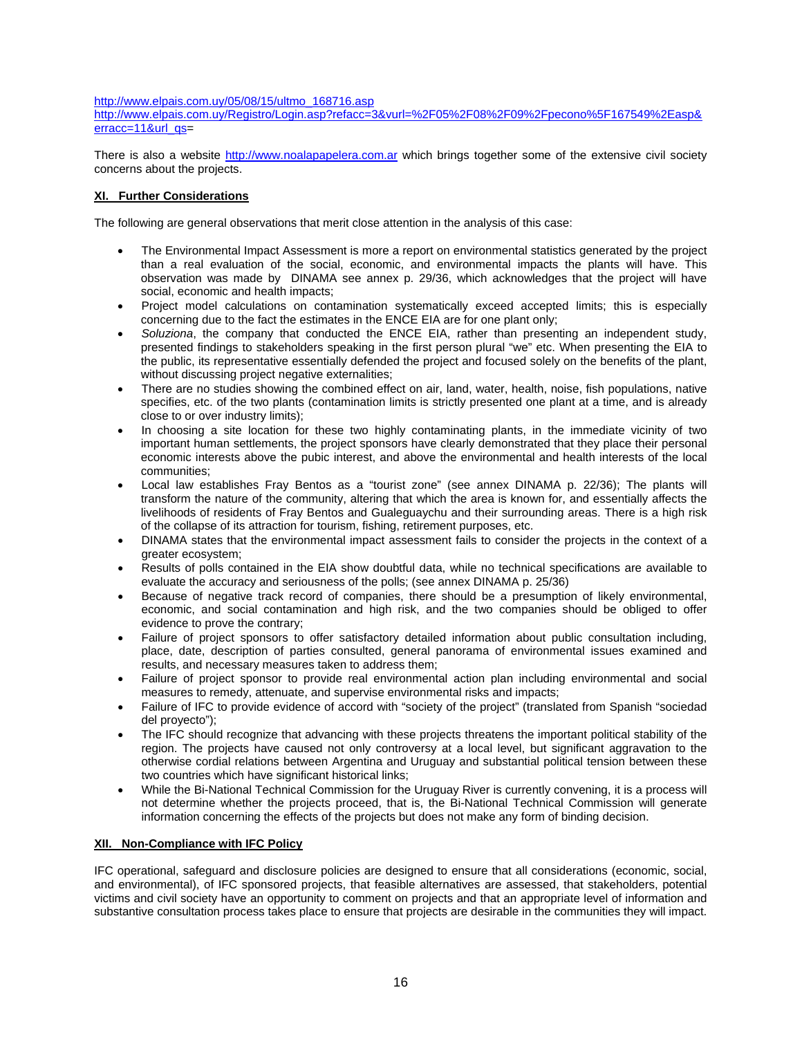http://www.elpais.com.uy/05/08/15/ultmo_168716.asp
http://www.elpais.com.uy/Registro/Login.asp?refacc=3&vurl=%2F05%2F08%2F09%2Fpecono%5F167549%2Easp&erracc=11&url_qs=

There is also a website http://www.noalapapelera.com.ar which brings together some of the extensive civil society concerns about the projects.

## XI. Further Considerations

The following are general observations that merit close attention in the analysis of this case:

- The Environmental Impact Assessment is more a report on environmental statistics generated by the project than a real evaluation of the social, economic, and environmental impacts the plants will have. This observation was made by DINAMA see annex p. 29/36, which acknowledges that the project will have social, economic and health impacts;
- Project model calculations on contamination systematically exceed accepted limits; this is especially concerning due to the fact the estimates in the ENCE EIA are for one plant only;
- *Soluziona*, the company that conducted the ENCE EIA, rather than presenting an independent study, presented findings to stakeholders speaking in the first person plural "we" etc. When presenting the EIA to the public, its representative essentially defended the project and focused solely on the benefits of the plant, without discussing project negative externalities;
- There are no studies showing the combined effect on air, land, water, health, noise, fish populations, native specifies, etc. of the two plants (contamination limits is strictly presented one plant at a time, and is already close to or over industry limits);
- In choosing a site location for these two highly contaminating plants, in the immediate vicinity of two important human settlements, the project sponsors have clearly demonstrated that they place their personal economic interests above the pubic interest, and above the environmental and health interests of the local communities;
- Local law establishes Fray Bentos as a "tourist zone" (see annex DINAMA p. 22/36); The plants will transform the nature of the community, altering that which the area is known for, and essentially affects the livelihoods of residents of Fray Bentos and Gualeguaychu and their surrounding areas. There is a high risk of the collapse of its attraction for tourism, fishing, retirement purposes, etc.
- DINAMA states that the environmental impact assessment fails to consider the projects in the context of a greater ecosystem;
- Results of polls contained in the EIA show doubtful data, while no technical specifications are available to evaluate the accuracy and seriousness of the polls; (see annex DINAMA p. 25/36)
- Because of negative track record of companies, there should be a presumption of likely environmental, economic, and social contamination and high risk, and the two companies should be obliged to offer evidence to prove the contrary;
- Failure of project sponsors to offer satisfactory detailed information about public consultation including, place, date, description of parties consulted, general panorama of environmental issues examined and results, and necessary measures taken to address them;
- Failure of project sponsor to provide real environmental action plan including environmental and social measures to remedy, attenuate, and supervise environmental risks and impacts;
- Failure of IFC to provide evidence of accord with "society of the project" (translated from Spanish "sociedad del proyecto");
- The IFC should recognize that advancing with these projects threatens the important political stability of the region. The projects have caused not only controversy at a local level, but significant aggravation to the otherwise cordial relations between Argentina and Uruguay and substantial political tension between these two countries which have significant historical links;
- While the Bi-National Technical Commission for the Uruguay River is currently convening, it is a process will not determine whether the projects proceed, that is, the Bi-National Technical Commission will generate information concerning the effects of the projects but does not make any form of binding decision.

## XII. Non-Compliance with IFC Policy

IFC operational, safeguard and disclosure policies are designed to ensure that all considerations (economic, social, and environmental), of IFC sponsored projects, that feasible alternatives are assessed, that stakeholders, potential victims and civil society have an opportunity to comment on projects and that an appropriate level of information and substantive consultation process takes place to ensure that projects are desirable in the communities they will impact.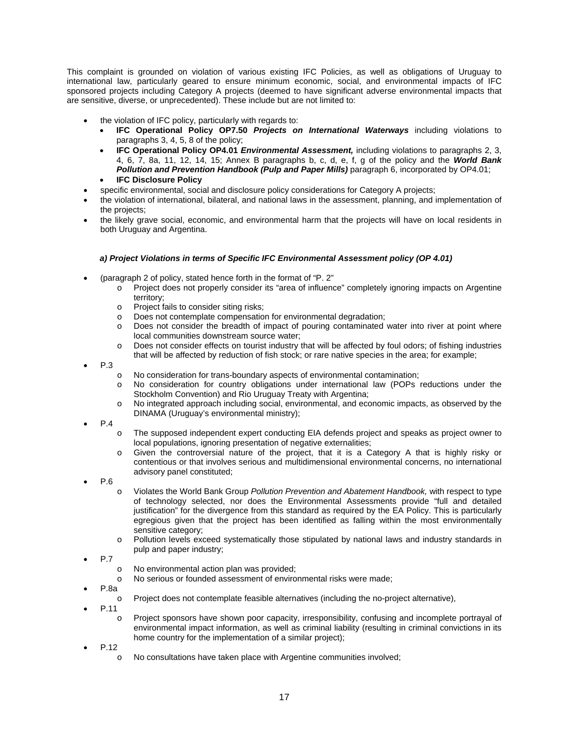This complaint is grounded on violation of various existing IFC Policies, as well as obligations of Uruguay to international law, particularly geared to ensure minimum economic, social, and environmental impacts of IFC sponsored projects including Category A projects (deemed to have significant adverse environmental impacts that are sensitive, diverse, or unprecedented). These include but are not limited to:

- the violation of IFC policy, particularly with regards to:
  - **IFC Operational Policy OP7.50** ***Projects on International Waterways*** including violations to paragraphs 3, 4, 5, 8 of the policy;
  - **IFC Operational Policy OP4.01** ***Environmental Assessment,*** including violations to paragraphs 2, 3, 4, 6, 7, 8a, 11, 12, 14, 15; Annex B paragraphs b, c, d, e, f, g of the policy and the ***World Bank Pollution and Prevention Handbook (Pulp and Paper Mills)*** paragraph 6, incorporated by OP4.01;
  - **IFC Disclosure Policy**
- specific environmental, social and disclosure policy considerations for Category A projects;
- the violation of international, bilateral, and national laws in the assessment, planning, and implementation of the projects;
- the likely grave social, economic, and environmental harm that the projects will have on local residents in both Uruguay and Argentina.

***a) Project Violations in terms of Specific IFC Environmental Assessment policy (OP 4.01)***

- (paragraph 2 of policy, stated hence forth in the format of "P. 2"
  - Project does not properly consider its "area of influence" completely ignoring impacts on Argentine territory;
  - Project fails to consider siting risks;
  - Does not contemplate compensation for environmental degradation;
  - Does not consider the breadth of impact of pouring contaminated water into river at point where local communities downstream source water;
  - Does not consider effects on tourist industry that will be affected by foul odors; of fishing industries that will be affected by reduction of fish stock; or rare native species in the area; for example;
- P.3
  - No consideration for trans-boundary aspects of environmental contamination;
  - No consideration for country obligations under international law (POPs reductions under the Stockholm Convention) and Rio Uruguay Treaty with Argentina;
  - No integrated approach including social, environmental, and economic impacts, as observed by the DINAMA (Uruguay's environmental ministry);
- P.4
  - The supposed independent expert conducting EIA defends project and speaks as project owner to local populations, ignoring presentation of negative externalities;
  - Given the controversial nature of the project, that it is a Category A that is highly risky or contentious or that involves serious and multidimensional environmental concerns, no international advisory panel constituted;
- P.6
  - Violates the World Bank Group *Pollution Prevention and Abatement Handbook,* with respect to type of technology selected, nor does the Environmental Assessments provide "full and detailed justification" for the divergence from this standard as required by the EA Policy. This is particularly egregious given that the project has been identified as falling within the most environmentally sensitive category;
  - Pollution levels exceed systematically those stipulated by national laws and industry standards in pulp and paper industry;
- P.7
  - No environmental action plan was provided;
  - No serious or founded assessment of environmental risks were made;
- P.8a
  - Project does not contemplate feasible alternatives (including the no-project alternative),
- P.11
  - Project sponsors have shown poor capacity, irresponsibility, confusing and incomplete portrayal of environmental impact information, as well as criminal liability (resulting in criminal convictions in its home country for the implementation of a similar project);
- P.12
  - No consultations have taken place with Argentine communities involved;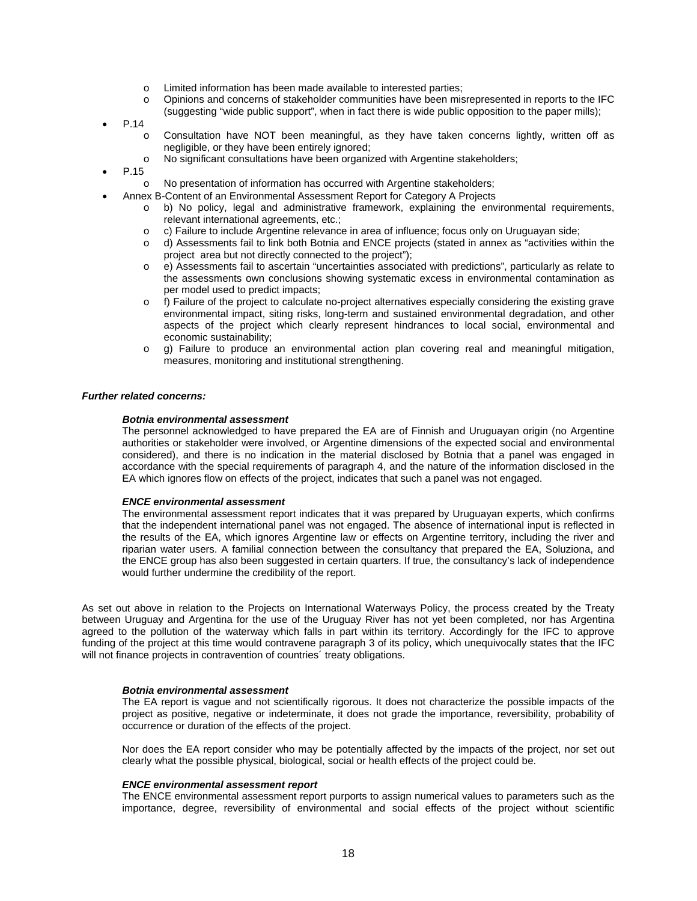- Limited information has been made available to interested parties;
  - Opinions and concerns of stakeholder communities have been misrepresented in reports to the IFC (suggesting "wide public support", when in fact there is wide public opposition to the paper mills);
- P.14
  - Consultation have NOT been meaningful, as they have taken concerns lightly, written off as negligible, or they have been entirely ignored;
  - No significant consultations have been organized with Argentine stakeholders;
- P.15
  - No presentation of information has occurred with Argentine stakeholders;
- Annex B-Content of an Environmental Assessment Report for Category A Projects
  - b) No policy, legal and administrative framework, explaining the environmental requirements, relevant international agreements, etc.;
  - c) Failure to include Argentine relevance in area of influence; focus only on Uruguayan side;
  - d) Assessments fail to link both Botnia and ENCE projects (stated in annex as "activities within the project area but not directly connected to the project");
  - e) Assessments fail to ascertain "uncertainties associated with predictions", particularly as relate to the assessments own conclusions showing systematic excess in environmental contamination as per model used to predict impacts;
  - f) Failure of the project to calculate no-project alternatives especially considering the existing grave environmental impact, siting risks, long-term and sustained environmental degradation, and other aspects of the project which clearly represent hindrances to local social, environmental and economic sustainability;
  - g) Failure to produce an environmental action plan covering real and meaningful mitigation, measures, monitoring and institutional strengthening.

***Further related concerns:***

***Botnia environmental assessment***

The personnel acknowledged to have prepared the EA are of Finnish and Uruguayan origin (no Argentine authorities or stakeholder were involved, or Argentine dimensions of the expected social and environmental considered), and there is no indication in the material disclosed by Botnia that a panel was engaged in accordance with the special requirements of paragraph 4, and the nature of the information disclosed in the EA which ignores flow on effects of the project, indicates that such a panel was not engaged.

***ENCE environmental assessment***

The environmental assessment report indicates that it was prepared by Uruguayan experts, which confirms that the independent international panel was not engaged. The absence of international input is reflected in the results of the EA, which ignores Argentine law or effects on Argentine territory, including the river and riparian water users. A familial connection between the consultancy that prepared the EA, Soluziona, and the ENCE group has also been suggested in certain quarters. If true, the consultancy's lack of independence would further undermine the credibility of the report.

As set out above in relation to the Projects on International Waterways Policy, the process created by the Treaty between Uruguay and Argentina for the use of the Uruguay River has not yet been completed, nor has Argentina agreed to the pollution of the waterway which falls in part within its territory. Accordingly for the IFC to approve funding of the project at this time would contravene paragraph 3 of its policy, which unequivocally states that the IFC will not finance projects in contravention of countries´ treaty obligations.

***Botnia environmental assessment***

The EA report is vague and not scientifically rigorous. It does not characterize the possible impacts of the project as positive, negative or indeterminate, it does not grade the importance, reversibility, probability of occurrence or duration of the effects of the project.

Nor does the EA report consider who may be potentially affected by the impacts of the project, nor set out clearly what the possible physical, biological, social or health effects of the project could be.

***ENCE environmental assessment report***

The ENCE environmental assessment report purports to assign numerical values to parameters such as the importance, degree, reversibility of environmental and social effects of the project without scientific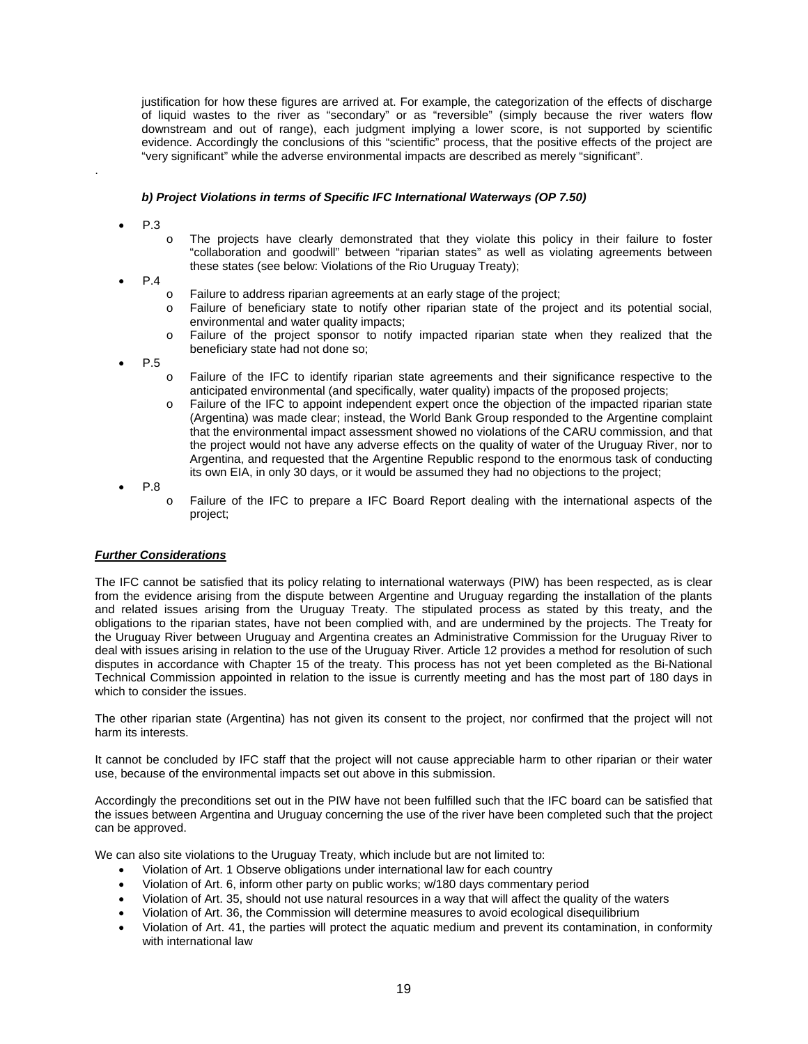justification for how these figures are arrived at. For example, the categorization of the effects of discharge of liquid wastes to the river as "secondary" or as "reversible" (simply because the river waters flow downstream and out of range), each judgment implying a lower score, is not supported by scientific evidence. Accordingly the conclusions of this "scientific" process, that the positive effects of the project are "very significant" while the adverse environmental impacts are described as merely "significant".

.

***b) Project Violations in terms of Specific IFC International Waterways (OP 7.50)***

- P.3
  - The projects have clearly demonstrated that they violate this policy in their failure to foster "collaboration and goodwill" between "riparian states" as well as violating agreements between these states (see below: Violations of the Rio Uruguay Treaty);
- P.4
  - Failure to address riparian agreements at an early stage of the project;
  - Failure of beneficiary state to notify other riparian state of the project and its potential social, environmental and water quality impacts;
  - Failure of the project sponsor to notify impacted riparian state when they realized that the beneficiary state had not done so;
- P.5
  - Failure of the IFC to identify riparian state agreements and their significance respective to the anticipated environmental (and specifically, water quality) impacts of the proposed projects;
  - Failure of the IFC to appoint independent expert once the objection of the impacted riparian state (Argentina) was made clear; instead, the World Bank Group responded to the Argentine complaint that the environmental impact assessment showed no violations of the CARU commission, and that the project would not have any adverse effects on the quality of water of the Uruguay River, nor to Argentina, and requested that the Argentine Republic respond to the enormous task of conducting its own EIA, in only 30 days, or it would be assumed they had no objections to the project;
- P.8
  - Failure of the IFC to prepare a IFC Board Report dealing with the international aspects of the project;

***Further Considerations***

The IFC cannot be satisfied that its policy relating to international waterways (PIW) has been respected, as is clear from the evidence arising from the dispute between Argentine and Uruguay regarding the installation of the plants and related issues arising from the Uruguay Treaty. The stipulated process as stated by this treaty, and the obligations to the riparian states, have not been complied with, and are undermined by the projects. The Treaty for the Uruguay River between Uruguay and Argentina creates an Administrative Commission for the Uruguay River to deal with issues arising in relation to the use of the Uruguay River. Article 12 provides a method for resolution of such disputes in accordance with Chapter 15 of the treaty. This process has not yet been completed as the Bi-National Technical Commission appointed in relation to the issue is currently meeting and has the most part of 180 days in which to consider the issues.

The other riparian state (Argentina) has not given its consent to the project, nor confirmed that the project will not harm its interests.

It cannot be concluded by IFC staff that the project will not cause appreciable harm to other riparian or their water use, because of the environmental impacts set out above in this submission.

Accordingly the preconditions set out in the PIW have not been fulfilled such that the IFC board can be satisfied that the issues between Argentina and Uruguay concerning the use of the river have been completed such that the project can be approved.

We can also site violations to the Uruguay Treaty, which include but are not limited to:

- Violation of Art. 1 Observe obligations under international law for each country
- Violation of Art. 6, inform other party on public works; w/180 days commentary period
- Violation of Art. 35, should not use natural resources in a way that will affect the quality of the waters
- Violation of Art. 36, the Commission will determine measures to avoid ecological disequilibrium
- Violation of Art. 41, the parties will protect the aquatic medium and prevent its contamination, in conformity with international law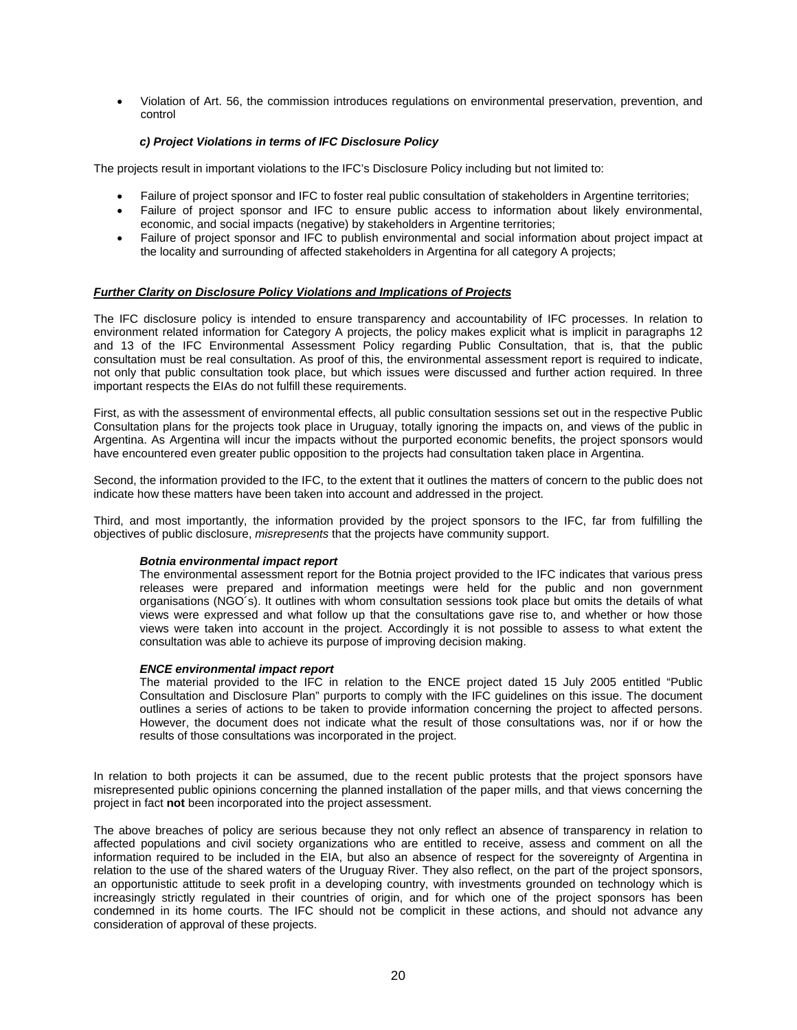- Violation of Art. 56, the commission introduces regulations on environmental preservation, prevention, and control

#### *c) Project Violations in terms of IFC Disclosure Policy*

The projects result in important violations to the IFC's Disclosure Policy including but not limited to:

- Failure of project sponsor and IFC to foster real public consultation of stakeholders in Argentine territories;
- Failure of project sponsor and IFC to ensure public access to information about likely environmental, economic, and social impacts (negative) by stakeholders in Argentine territories;
- Failure of project sponsor and IFC to publish environmental and social information about project impact at the locality and surrounding of affected stakeholders in Argentina for all category A projects;

***Further Clarity on Disclosure Policy Violations and Implications of Projects***

The IFC disclosure policy is intended to ensure transparency and accountability of IFC processes. In relation to environment related information for Category A projects, the policy makes explicit what is implicit in paragraphs 12 and 13 of the IFC Environmental Assessment Policy regarding Public Consultation, that is, that the public consultation must be real consultation. As proof of this, the environmental assessment report is required to indicate, not only that public consultation took place, but which issues were discussed and further action required. In three important respects the EIAs do not fulfill these requirements.

First, as with the assessment of environmental effects, all public consultation sessions set out in the respective Public Consultation plans for the projects took place in Uruguay, totally ignoring the impacts on, and views of the public in Argentina. As Argentina will incur the impacts without the purported economic benefits, the project sponsors would have encountered even greater public opposition to the projects had consultation taken place in Argentina.

Second, the information provided to the IFC, to the extent that it outlines the matters of concern to the public does not indicate how these matters have been taken into account and addressed in the project.

Third, and most importantly, the information provided by the project sponsors to the IFC, far from fulfilling the objectives of public disclosure, *misrepresents* that the projects have community support.

> ***Botnia environmental impact report***
> The environmental assessment report for the Botnia project provided to the IFC indicates that various press releases were prepared and information meetings were held for the public and non government organisations (NGO´s). It outlines with whom consultation sessions took place but omits the details of what views were expressed and what follow up that the consultations gave rise to, and whether or how those views were taken into account in the project. Accordingly it is not possible to assess to what extent the consultation was able to achieve its purpose of improving decision making.
>
> ***ENCE environmental impact report***
> The material provided to the IFC in relation to the ENCE project dated 15 July 2005 entitled "Public Consultation and Disclosure Plan" purports to comply with the IFC guidelines on this issue. The document outlines a series of actions to be taken to provide information concerning the project to affected persons. However, the document does not indicate what the result of those consultations was, nor if or how the results of those consultations was incorporated in the project.

In relation to both projects it can be assumed, due to the recent public protests that the project sponsors have misrepresented public opinions concerning the planned installation of the paper mills, and that views concerning the project in fact **not** been incorporated into the project assessment.

The above breaches of policy are serious because they not only reflect an absence of transparency in relation to affected populations and civil society organizations who are entitled to receive, assess and comment on all the information required to be included in the EIA, but also an absence of respect for the sovereignty of Argentina in relation to the use of the shared waters of the Uruguay River. They also reflect, on the part of the project sponsors, an opportunistic attitude to seek profit in a developing country, with investments grounded on technology which is increasingly strictly regulated in their countries of origin, and for which one of the project sponsors has been condemned in its home courts. The IFC should not be complicit in these actions, and should not advance any consideration of approval of these projects.